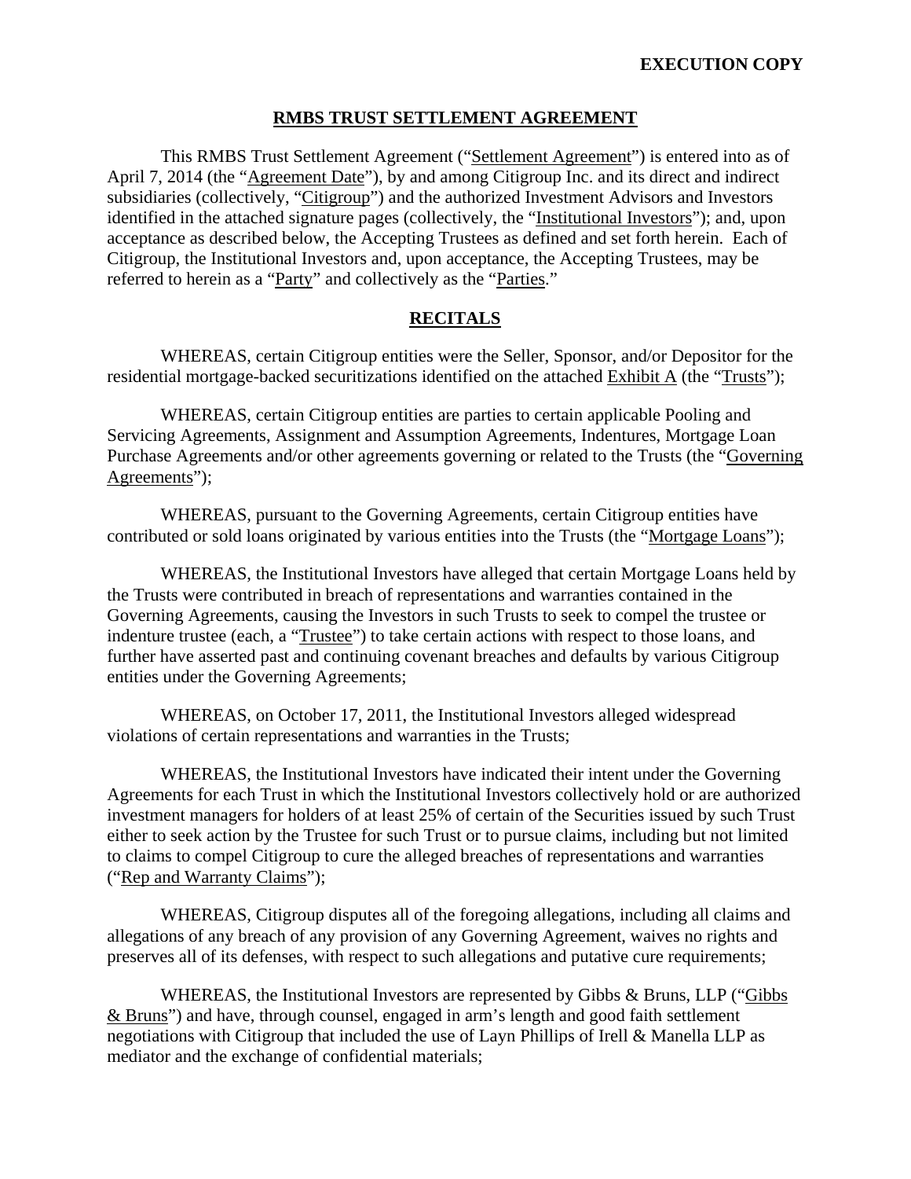**EXECUTION COPY**

# RMBS TRUST SETTLEMENT AGREEMENT

This RMBS Trust Settlement Agreement ("Settlement Agreement") is entered into as of April 7, 2014 (the "Agreement Date"), by and among Citigroup Inc. and its direct and indirect subsidiaries (collectively, "Citigroup") and the authorized Investment Advisors and Investors identified in the attached signature pages (collectively, the "Institutional Investors"); and, upon acceptance as described below, the Accepting Trustees as defined and set forth herein. Each of Citigroup, the Institutional Investors and, upon acceptance, the Accepting Trustees, may be referred to herein as a "Party" and collectively as the "Parties."

## RECITALS

WHEREAS, certain Citigroup entities were the Seller, Sponsor, and/or Depositor for the residential mortgage-backed securitizations identified on the attached Exhibit A (the "Trusts");

WHEREAS, certain Citigroup entities are parties to certain applicable Pooling and Servicing Agreements, Assignment and Assumption Agreements, Indentures, Mortgage Loan Purchase Agreements and/or other agreements governing or related to the Trusts (the "Governing Agreements");

WHEREAS, pursuant to the Governing Agreements, certain Citigroup entities have contributed or sold loans originated by various entities into the Trusts (the "Mortgage Loans");

WHEREAS, the Institutional Investors have alleged that certain Mortgage Loans held by the Trusts were contributed in breach of representations and warranties contained in the Governing Agreements, causing the Investors in such Trusts to seek to compel the trustee or indenture trustee (each, a "Trustee") to take certain actions with respect to those loans, and further have asserted past and continuing covenant breaches and defaults by various Citigroup entities under the Governing Agreements;

WHEREAS, on October 17, 2011, the Institutional Investors alleged widespread violations of certain representations and warranties in the Trusts;

WHEREAS, the Institutional Investors have indicated their intent under the Governing Agreements for each Trust in which the Institutional Investors collectively hold or are authorized investment managers for holders of at least 25% of certain of the Securities issued by such Trust either to seek action by the Trustee for such Trust or to pursue claims, including but not limited to claims to compel Citigroup to cure the alleged breaches of representations and warranties ("Rep and Warranty Claims");

WHEREAS, Citigroup disputes all of the foregoing allegations, including all claims and allegations of any breach of any provision of any Governing Agreement, waives no rights and preserves all of its defenses, with respect to such allegations and putative cure requirements;

WHEREAS, the Institutional Investors are represented by Gibbs & Bruns, LLP ("Gibbs & Bruns") and have, through counsel, engaged in arm's length and good faith settlement negotiations with Citigroup that included the use of Layn Phillips of Irell & Manella LLP as mediator and the exchange of confidential materials;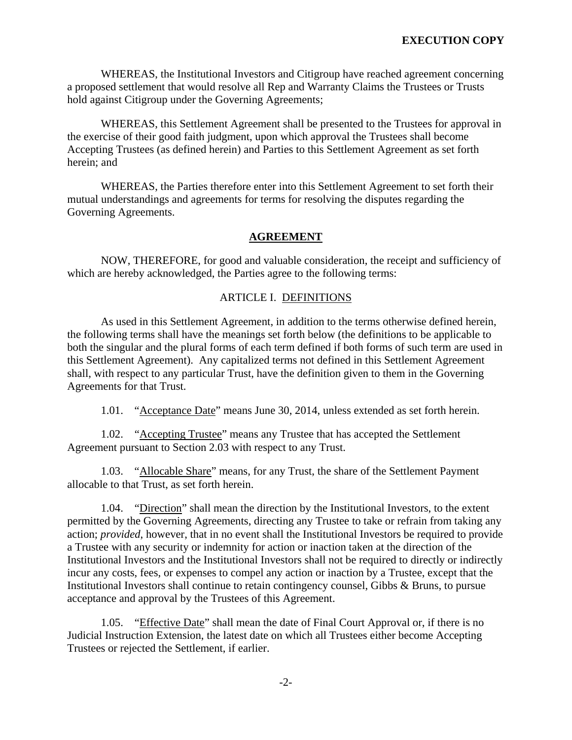WHEREAS, the Institutional Investors and Citigroup have reached agreement concerning a proposed settlement that would resolve all Rep and Warranty Claims the Trustees or Trusts hold against Citigroup under the Governing Agreements;

WHEREAS, this Settlement Agreement shall be presented to the Trustees for approval in the exercise of their good faith judgment, upon which approval the Trustees shall become Accepting Trustees (as defined herein) and Parties to this Settlement Agreement as set forth herein; and

WHEREAS, the Parties therefore enter into this Settlement Agreement to set forth their mutual understandings and agreements for terms for resolving the disputes regarding the Governing Agreements.

## **AGREEMENT**

NOW, THEREFORE, for good and valuable consideration, the receipt and sufficiency of which are hereby acknowledged, the Parties agree to the following terms:

### ARTICLE I. DEFINITIONS

As used in this Settlement Agreement, in addition to the terms otherwise defined herein, the following terms shall have the meanings set forth below (the definitions to be applicable to both the singular and the plural forms of each term defined if both forms of such term are used in this Settlement Agreement). Any capitalized terms not defined in this Settlement Agreement shall, with respect to any particular Trust, have the definition given to them in the Governing Agreements for that Trust.

1.01. "Acceptance Date" means June 30, 2014, unless extended as set forth herein.

1.02. "Accepting Trustee" means any Trustee that has accepted the Settlement Agreement pursuant to Section 2.03 with respect to any Trust.

1.03. "Allocable Share" means, for any Trust, the share of the Settlement Payment allocable to that Trust, as set forth herein.

1.04. "Direction" shall mean the direction by the Institutional Investors, to the extent permitted by the Governing Agreements, directing any Trustee to take or refrain from taking any action; *provided*, however, that in no event shall the Institutional Investors be required to provide a Trustee with any security or indemnity for action or inaction taken at the direction of the Institutional Investors and the Institutional Investors shall not be required to directly or indirectly incur any costs, fees, or expenses to compel any action or inaction by a Trustee, except that the Institutional Investors shall continue to retain contingency counsel, Gibbs & Bruns, to pursue acceptance and approval by the Trustees of this Agreement.

1.05. "Effective Date" shall mean the date of Final Court Approval or, if there is no Judicial Instruction Extension, the latest date on which all Trustees either become Accepting Trustees or rejected the Settlement, if earlier.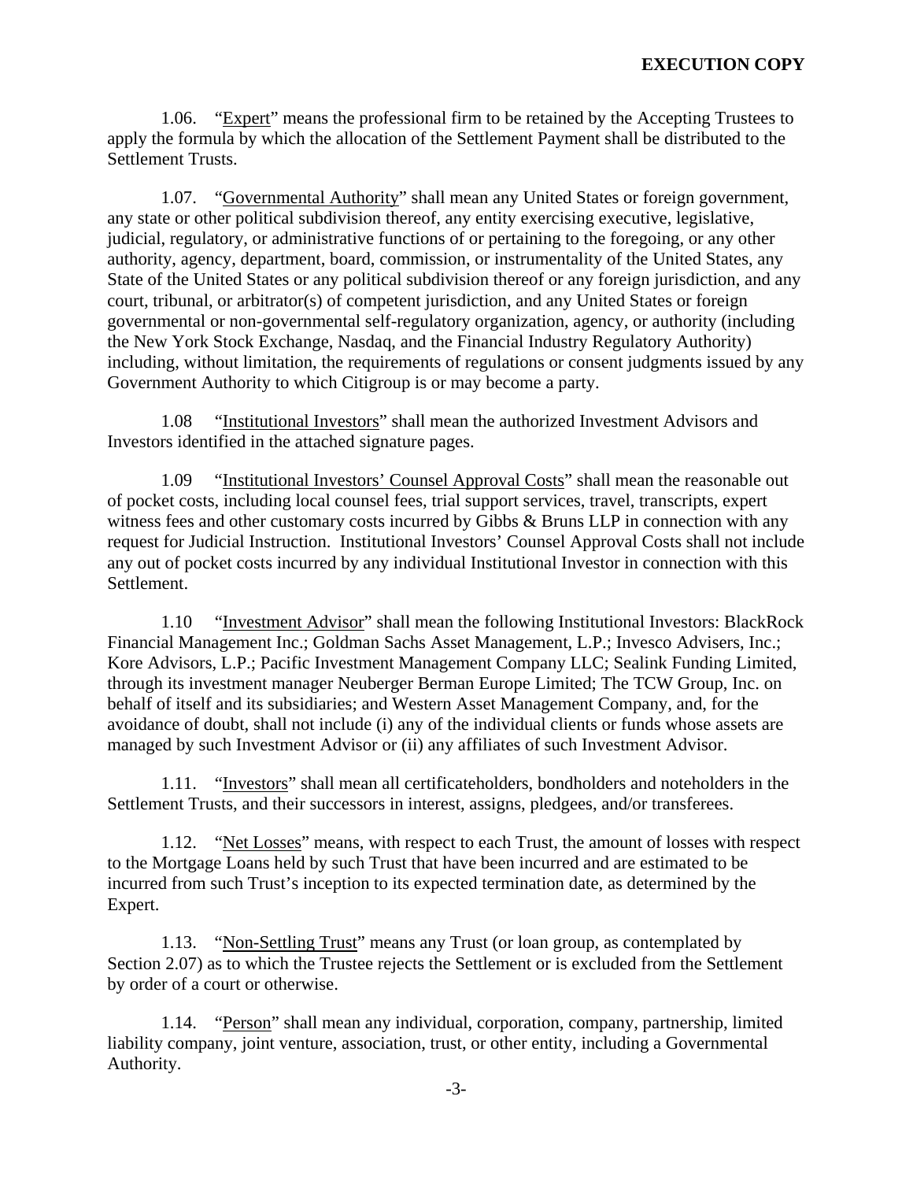1.06. "Expert" means the professional firm to be retained by the Accepting Trustees to apply the formula by which the allocation of the Settlement Payment shall be distributed to the Settlement Trusts.

1.07. "Governmental Authority" shall mean any United States or foreign government, any state or other political subdivision thereof, any entity exercising executive, legislative, judicial, regulatory, or administrative functions of or pertaining to the foregoing, or any other authority, agency, department, board, commission, or instrumentality of the United States, any State of the United States or any political subdivision thereof or any foreign jurisdiction, and any court, tribunal, or arbitrator(s) of competent jurisdiction, and any United States or foreign governmental or non-governmental self-regulatory organization, agency, or authority (including the New York Stock Exchange, Nasdaq, and the Financial Industry Regulatory Authority) including, without limitation, the requirements of regulations or consent judgments issued by any Government Authority to which Citigroup is or may become a party.

1.08 "Institutional Investors" shall mean the authorized Investment Advisors and Investors identified in the attached signature pages.

1.09 "Institutional Investors' Counsel Approval Costs" shall mean the reasonable out of pocket costs, including local counsel fees, trial support services, travel, transcripts, expert witness fees and other customary costs incurred by Gibbs & Bruns LLP in connection with any request for Judicial Instruction. Institutional Investors' Counsel Approval Costs shall not include any out of pocket costs incurred by any individual Institutional Investor in connection with this Settlement.

1.10 "Investment Advisor" shall mean the following Institutional Investors: BlackRock Financial Management Inc.; Goldman Sachs Asset Management, L.P.; Invesco Advisers, Inc.; Kore Advisors, L.P.; Pacific Investment Management Company LLC; Sealink Funding Limited, through its investment manager Neuberger Berman Europe Limited; The TCW Group, Inc. on behalf of itself and its subsidiaries; and Western Asset Management Company, and, for the avoidance of doubt, shall not include (i) any of the individual clients or funds whose assets are managed by such Investment Advisor or (ii) any affiliates of such Investment Advisor.

1.11. "Investors" shall mean all certificateholders, bondholders and noteholders in the Settlement Trusts, and their successors in interest, assigns, pledgees, and/or transferees.

1.12. "Net Losses" means, with respect to each Trust, the amount of losses with respect to the Mortgage Loans held by such Trust that have been incurred and are estimated to be incurred from such Trust's inception to its expected termination date, as determined by the Expert.

1.13. "Non-Settling Trust" means any Trust (or loan group, as contemplated by Section 2.07) as to which the Trustee rejects the Settlement or is excluded from the Settlement by order of a court or otherwise.

1.14. "Person" shall mean any individual, corporation, company, partnership, limited liability company, joint venture, association, trust, or other entity, including a Governmental Authority.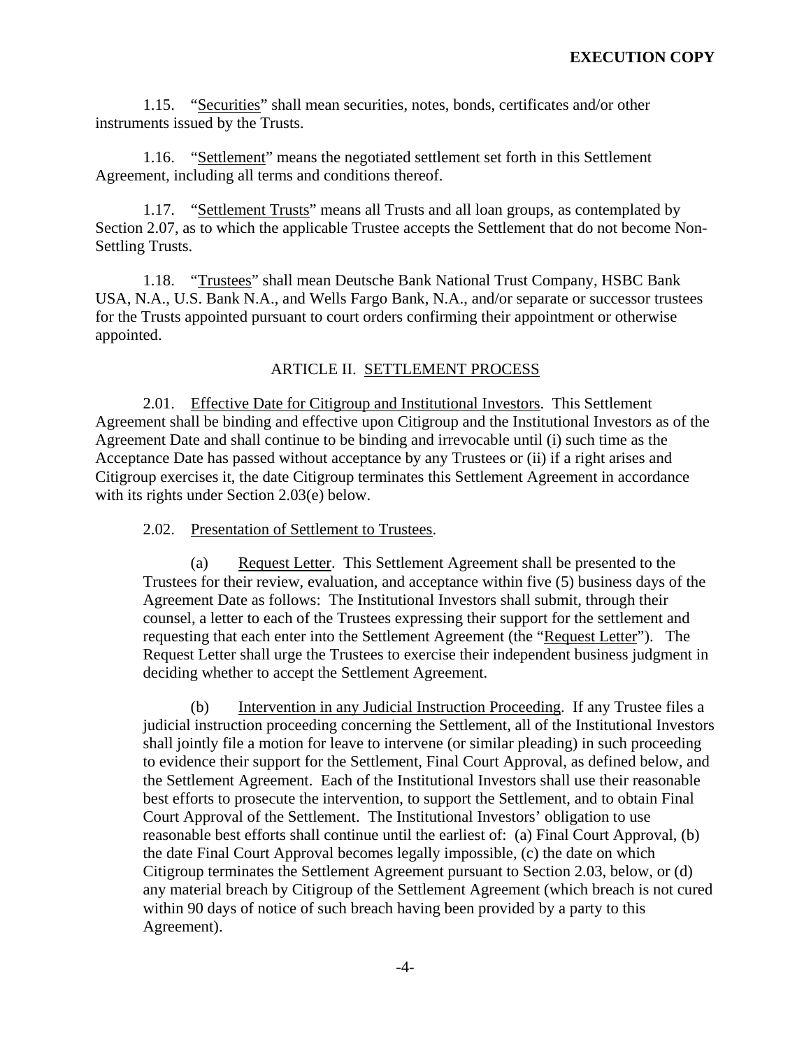1.15. "Securities" shall mean securities, notes, bonds, certificates and/or other instruments issued by the Trusts.

1.16. "Settlement" means the negotiated settlement set forth in this Settlement Agreement, including all terms and conditions thereof.

1.17. "Settlement Trusts" means all Trusts and all loan groups, as contemplated by Section 2.07, as to which the applicable Trustee accepts the Settlement that do not become Non-Settling Trusts.

1.18. "Trustees" shall mean Deutsche Bank National Trust Company, HSBC Bank USA, N.A., U.S. Bank N.A., and Wells Fargo Bank, N.A., and/or separate or successor trustees for the Trusts appointed pursuant to court orders confirming their appointment or otherwise appointed.

## ARTICLE II. SETTLEMENT PROCESS

2.01. Effective Date for Citigroup and Institutional Investors. This Settlement Agreement shall be binding and effective upon Citigroup and the Institutional Investors as of the Agreement Date and shall continue to be binding and irrevocable until (i) such time as the Acceptance Date has passed without acceptance by any Trustees or (ii) if a right arises and Citigroup exercises it, the date Citigroup terminates this Settlement Agreement in accordance with its rights under Section 2.03(e) below.

2.02. Presentation of Settlement to Trustees.

(a) Request Letter. This Settlement Agreement shall be presented to the Trustees for their review, evaluation, and acceptance within five (5) business days of the Agreement Date as follows: The Institutional Investors shall submit, through their counsel, a letter to each of the Trustees expressing their support for the settlement and requesting that each enter into the Settlement Agreement (the "Request Letter"). The Request Letter shall urge the Trustees to exercise their independent business judgment in deciding whether to accept the Settlement Agreement.

(b) Intervention in any Judicial Instruction Proceeding. If any Trustee files a judicial instruction proceeding concerning the Settlement, all of the Institutional Investors shall jointly file a motion for leave to intervene (or similar pleading) in such proceeding to evidence their support for the Settlement, Final Court Approval, as defined below, and the Settlement Agreement. Each of the Institutional Investors shall use their reasonable best efforts to prosecute the intervention, to support the Settlement, and to obtain Final Court Approval of the Settlement. The Institutional Investors' obligation to use reasonable best efforts shall continue until the earliest of: (a) Final Court Approval, (b) the date Final Court Approval becomes legally impossible, (c) the date on which Citigroup terminates the Settlement Agreement pursuant to Section 2.03, below, or (d) any material breach by Citigroup of the Settlement Agreement (which breach is not cured within 90 days of notice of such breach having been provided by a party to this Agreement).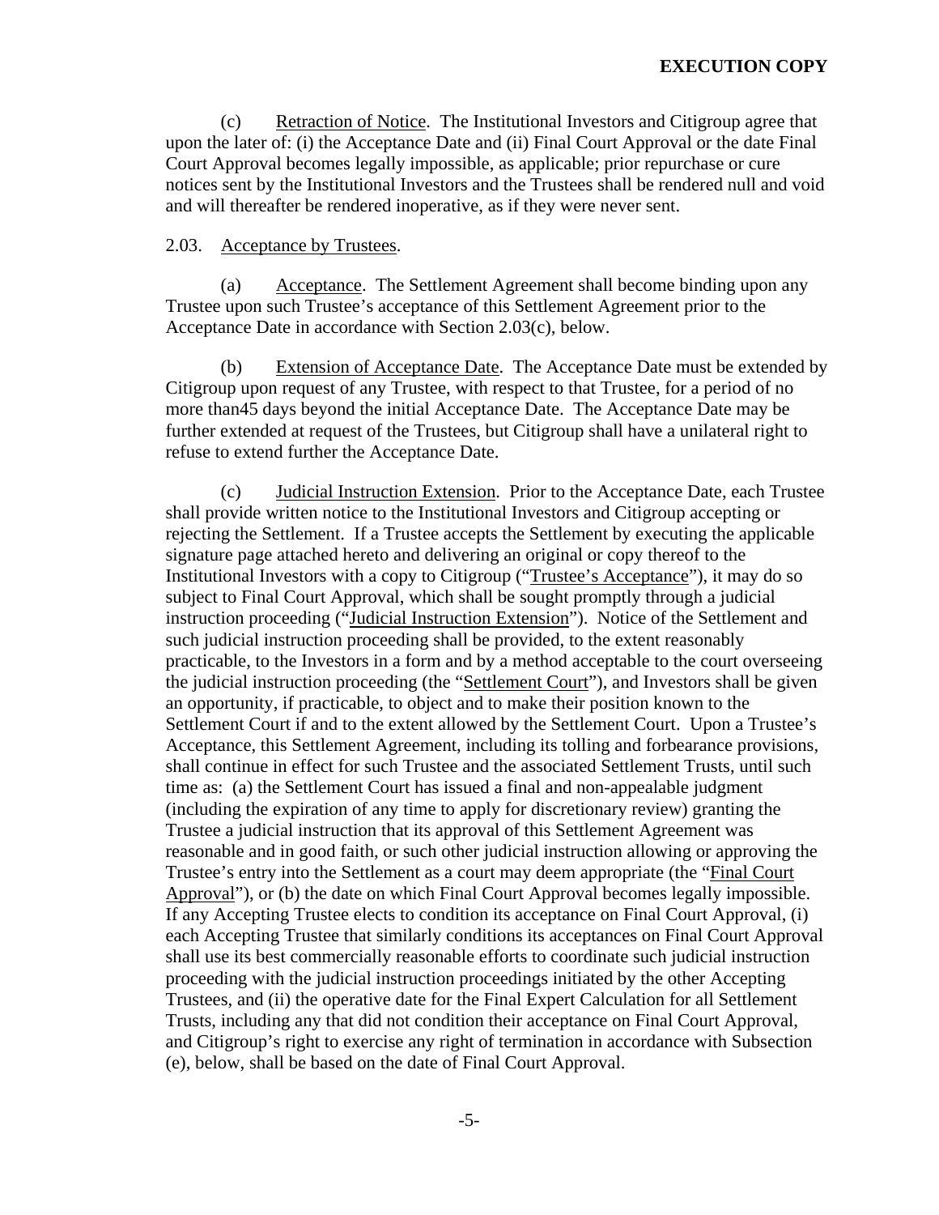(c) Retraction of Notice. The Institutional Investors and Citigroup agree that upon the later of: (i) the Acceptance Date and (ii) Final Court Approval or the date Final Court Approval becomes legally impossible, as applicable; prior repurchase or cure notices sent by the Institutional Investors and the Trustees shall be rendered null and void and will thereafter be rendered inoperative, as if they were never sent.

2.03. Acceptance by Trustees.

(a) Acceptance. The Settlement Agreement shall become binding upon any Trustee upon such Trustee's acceptance of this Settlement Agreement prior to the Acceptance Date in accordance with Section 2.03(c), below.

(b) Extension of Acceptance Date. The Acceptance Date must be extended by Citigroup upon request of any Trustee, with respect to that Trustee, for a period of no more than45 days beyond the initial Acceptance Date. The Acceptance Date may be further extended at request of the Trustees, but Citigroup shall have a unilateral right to refuse to extend further the Acceptance Date.

(c) Judicial Instruction Extension. Prior to the Acceptance Date, each Trustee shall provide written notice to the Institutional Investors and Citigroup accepting or rejecting the Settlement. If a Trustee accepts the Settlement by executing the applicable signature page attached hereto and delivering an original or copy thereof to the Institutional Investors with a copy to Citigroup ("Trustee's Acceptance"), it may do so subject to Final Court Approval, which shall be sought promptly through a judicial instruction proceeding ("Judicial Instruction Extension"). Notice of the Settlement and such judicial instruction proceeding shall be provided, to the extent reasonably practicable, to the Investors in a form and by a method acceptable to the court overseeing the judicial instruction proceeding (the "Settlement Court"), and Investors shall be given an opportunity, if practicable, to object and to make their position known to the Settlement Court if and to the extent allowed by the Settlement Court. Upon a Trustee's Acceptance, this Settlement Agreement, including its tolling and forbearance provisions, shall continue in effect for such Trustee and the associated Settlement Trusts, until such time as: (a) the Settlement Court has issued a final and non-appealable judgment (including the expiration of any time to apply for discretionary review) granting the Trustee a judicial instruction that its approval of this Settlement Agreement was reasonable and in good faith, or such other judicial instruction allowing or approving the Trustee's entry into the Settlement as a court may deem appropriate (the "Final Court Approval"), or (b) the date on which Final Court Approval becomes legally impossible. If any Accepting Trustee elects to condition its acceptance on Final Court Approval, (i) each Accepting Trustee that similarly conditions its acceptances on Final Court Approval shall use its best commercially reasonable efforts to coordinate such judicial instruction proceeding with the judicial instruction proceedings initiated by the other Accepting Trustees, and (ii) the operative date for the Final Expert Calculation for all Settlement Trusts, including any that did not condition their acceptance on Final Court Approval, and Citigroup's right to exercise any right of termination in accordance with Subsection (e), below, shall be based on the date of Final Court Approval.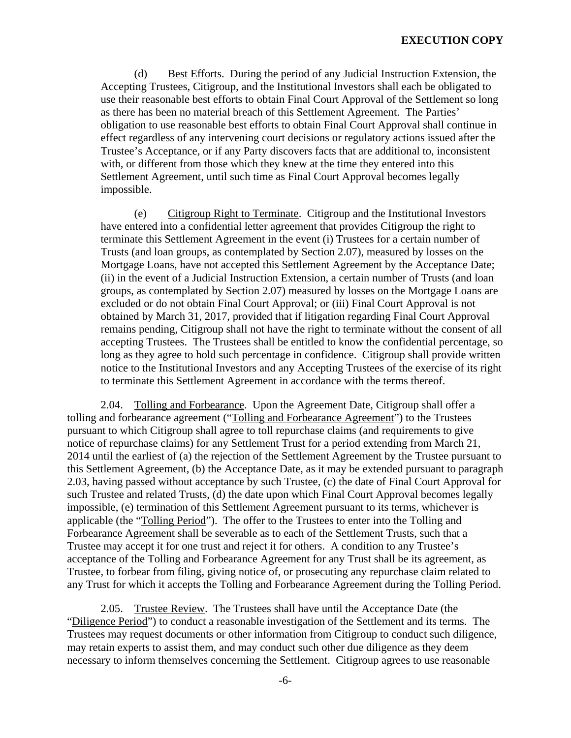(d) Best Efforts. During the period of any Judicial Instruction Extension, the Accepting Trustees, Citigroup, and the Institutional Investors shall each be obligated to use their reasonable best efforts to obtain Final Court Approval of the Settlement so long as there has been no material breach of this Settlement Agreement. The Parties' obligation to use reasonable best efforts to obtain Final Court Approval shall continue in effect regardless of any intervening court decisions or regulatory actions issued after the Trustee's Acceptance, or if any Party discovers facts that are additional to, inconsistent with, or different from those which they knew at the time they entered into this Settlement Agreement, until such time as Final Court Approval becomes legally impossible.

(e) Citigroup Right to Terminate. Citigroup and the Institutional Investors have entered into a confidential letter agreement that provides Citigroup the right to terminate this Settlement Agreement in the event (i) Trustees for a certain number of Trusts (and loan groups, as contemplated by Section 2.07), measured by losses on the Mortgage Loans, have not accepted this Settlement Agreement by the Acceptance Date; (ii) in the event of a Judicial Instruction Extension, a certain number of Trusts (and loan groups, as contemplated by Section 2.07) measured by losses on the Mortgage Loans are excluded or do not obtain Final Court Approval; or (iii) Final Court Approval is not obtained by March 31, 2017, provided that if litigation regarding Final Court Approval remains pending, Citigroup shall not have the right to terminate without the consent of all accepting Trustees. The Trustees shall be entitled to know the confidential percentage, so long as they agree to hold such percentage in confidence. Citigroup shall provide written notice to the Institutional Investors and any Accepting Trustees of the exercise of its right to terminate this Settlement Agreement in accordance with the terms thereof.

2.04. Tolling and Forbearance. Upon the Agreement Date, Citigroup shall offer a tolling and forbearance agreement ("Tolling and Forbearance Agreement") to the Trustees pursuant to which Citigroup shall agree to toll repurchase claims (and requirements to give notice of repurchase claims) for any Settlement Trust for a period extending from March 21, 2014 until the earliest of (a) the rejection of the Settlement Agreement by the Trustee pursuant to this Settlement Agreement, (b) the Acceptance Date, as it may be extended pursuant to paragraph 2.03, having passed without acceptance by such Trustee, (c) the date of Final Court Approval for such Trustee and related Trusts, (d) the date upon which Final Court Approval becomes legally impossible, (e) termination of this Settlement Agreement pursuant to its terms, whichever is applicable (the "Tolling Period"). The offer to the Trustees to enter into the Tolling and Forbearance Agreement shall be severable as to each of the Settlement Trusts, such that a Trustee may accept it for one trust and reject it for others. A condition to any Trustee's acceptance of the Tolling and Forbearance Agreement for any Trust shall be its agreement, as Trustee, to forbear from filing, giving notice of, or prosecuting any repurchase claim related to any Trust for which it accepts the Tolling and Forbearance Agreement during the Tolling Period.

2.05. Trustee Review. The Trustees shall have until the Acceptance Date (the "Diligence Period") to conduct a reasonable investigation of the Settlement and its terms. The Trustees may request documents or other information from Citigroup to conduct such diligence, may retain experts to assist them, and may conduct such other due diligence as they deem necessary to inform themselves concerning the Settlement. Citigroup agrees to use reasonable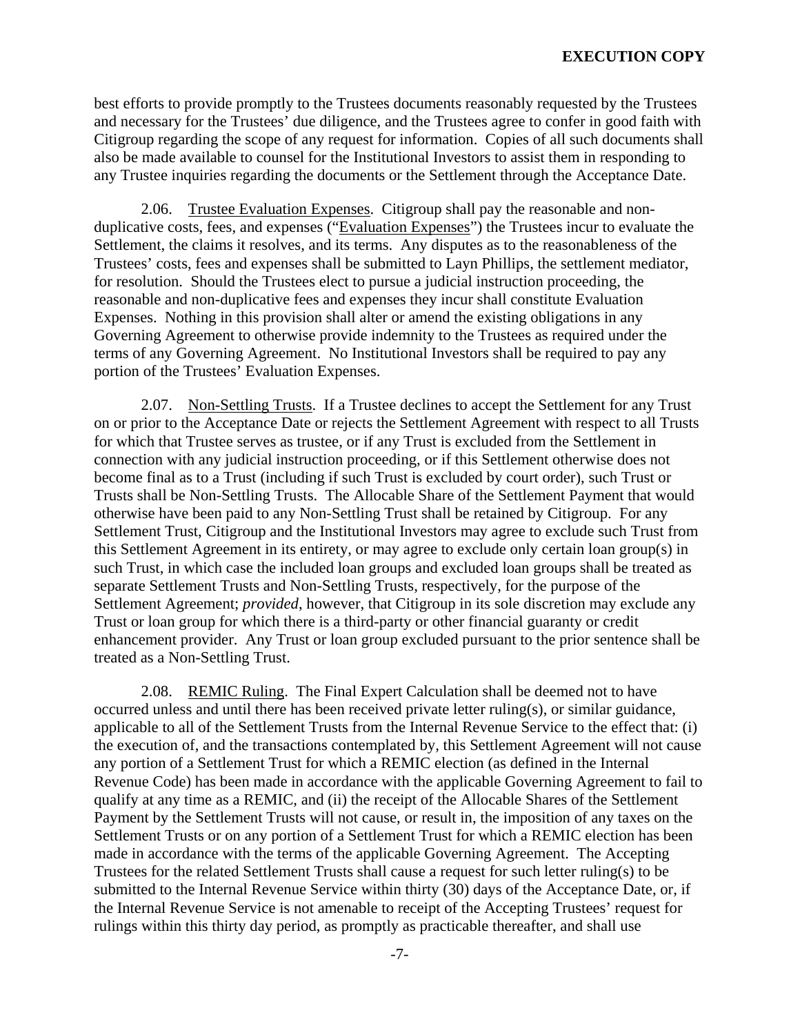best efforts to provide promptly to the Trustees documents reasonably requested by the Trustees and necessary for the Trustees' due diligence, and the Trustees agree to confer in good faith with Citigroup regarding the scope of any request for information. Copies of all such documents shall also be made available to counsel for the Institutional Investors to assist them in responding to any Trustee inquiries regarding the documents or the Settlement through the Acceptance Date.

2.06. Trustee Evaluation Expenses. Citigroup shall pay the reasonable and non-duplicative costs, fees, and expenses ("Evaluation Expenses") the Trustees incur to evaluate the Settlement, the claims it resolves, and its terms. Any disputes as to the reasonableness of the Trustees' costs, fees and expenses shall be submitted to Layn Phillips, the settlement mediator, for resolution. Should the Trustees elect to pursue a judicial instruction proceeding, the reasonable and non-duplicative fees and expenses they incur shall constitute Evaluation Expenses. Nothing in this provision shall alter or amend the existing obligations in any Governing Agreement to otherwise provide indemnity to the Trustees as required under the terms of any Governing Agreement. No Institutional Investors shall be required to pay any portion of the Trustees' Evaluation Expenses.

2.07. Non-Settling Trusts. If a Trustee declines to accept the Settlement for any Trust on or prior to the Acceptance Date or rejects the Settlement Agreement with respect to all Trusts for which that Trustee serves as trustee, or if any Trust is excluded from the Settlement in connection with any judicial instruction proceeding, or if this Settlement otherwise does not become final as to a Trust (including if such Trust is excluded by court order), such Trust or Trusts shall be Non-Settling Trusts. The Allocable Share of the Settlement Payment that would otherwise have been paid to any Non-Settling Trust shall be retained by Citigroup. For any Settlement Trust, Citigroup and the Institutional Investors may agree to exclude such Trust from this Settlement Agreement in its entirety, or may agree to exclude only certain loan group(s) in such Trust, in which case the included loan groups and excluded loan groups shall be treated as separate Settlement Trusts and Non-Settling Trusts, respectively, for the purpose of the Settlement Agreement; *provided*, however, that Citigroup in its sole discretion may exclude any Trust or loan group for which there is a third-party or other financial guaranty or credit enhancement provider. Any Trust or loan group excluded pursuant to the prior sentence shall be treated as a Non-Settling Trust.

2.08. REMIC Ruling. The Final Expert Calculation shall be deemed not to have occurred unless and until there has been received private letter ruling(s), or similar guidance, applicable to all of the Settlement Trusts from the Internal Revenue Service to the effect that: (i) the execution of, and the transactions contemplated by, this Settlement Agreement will not cause any portion of a Settlement Trust for which a REMIC election (as defined in the Internal Revenue Code) has been made in accordance with the applicable Governing Agreement to fail to qualify at any time as a REMIC, and (ii) the receipt of the Allocable Shares of the Settlement Payment by the Settlement Trusts will not cause, or result in, the imposition of any taxes on the Settlement Trusts or on any portion of a Settlement Trust for which a REMIC election has been made in accordance with the terms of the applicable Governing Agreement. The Accepting Trustees for the related Settlement Trusts shall cause a request for such letter ruling(s) to be submitted to the Internal Revenue Service within thirty (30) days of the Acceptance Date, or, if the Internal Revenue Service is not amenable to receipt of the Accepting Trustees' request for rulings within this thirty day period, as promptly as practicable thereafter, and shall use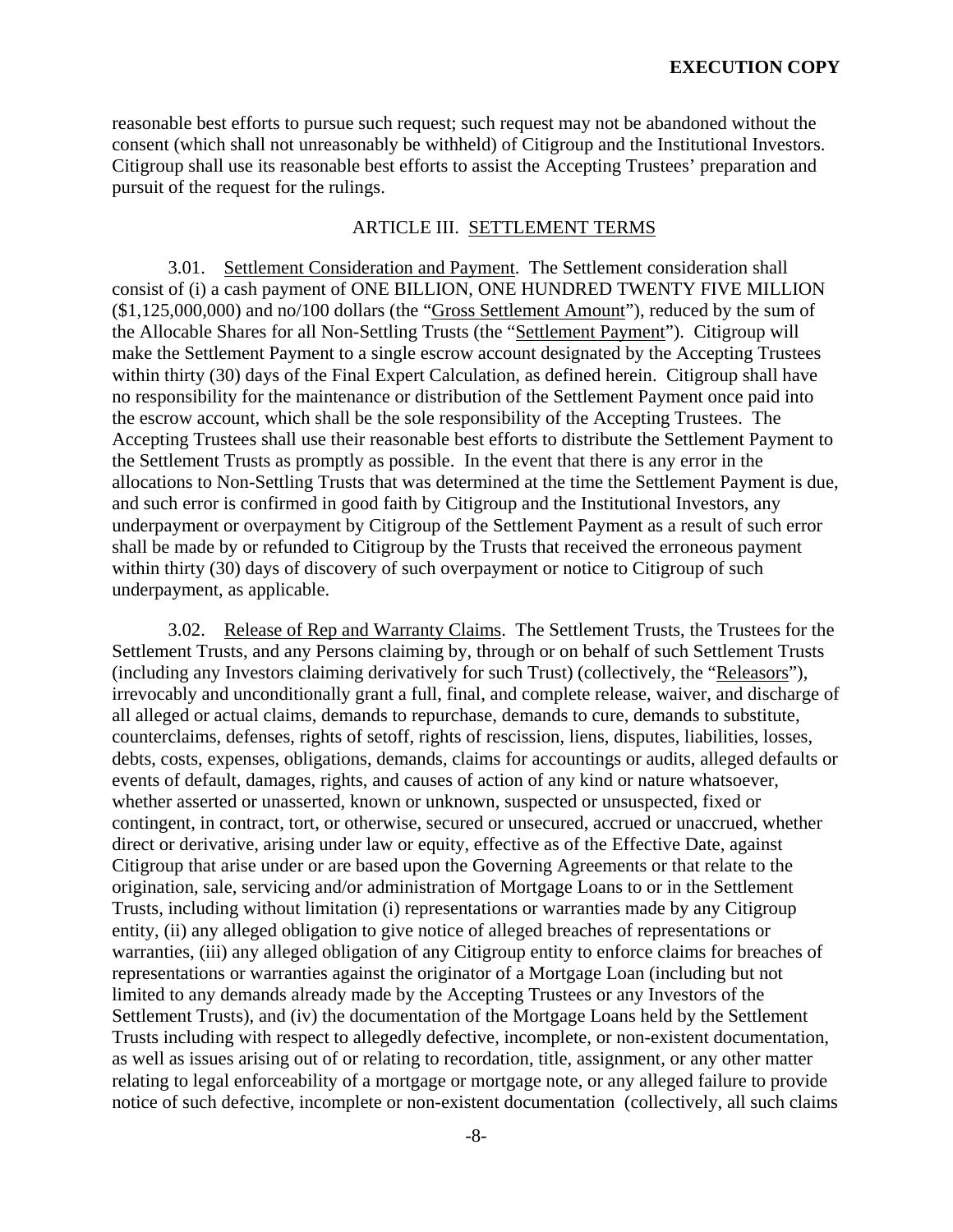reasonable best efforts to pursue such request; such request may not be abandoned without the consent (which shall not unreasonably be withheld) of Citigroup and the Institutional Investors. Citigroup shall use its reasonable best efforts to assist the Accepting Trustees' preparation and pursuit of the request for the rulings.

## ARTICLE III. SETTLEMENT TERMS

3.01. Settlement Consideration and Payment. The Settlement consideration shall consist of (i) a cash payment of ONE BILLION, ONE HUNDRED TWENTY FIVE MILLION ($1,125,000,000) and no/100 dollars (the "Gross Settlement Amount"), reduced by the sum of the Allocable Shares for all Non-Settling Trusts (the "Settlement Payment"). Citigroup will make the Settlement Payment to a single escrow account designated by the Accepting Trustees within thirty (30) days of the Final Expert Calculation, as defined herein. Citigroup shall have no responsibility for the maintenance or distribution of the Settlement Payment once paid into the escrow account, which shall be the sole responsibility of the Accepting Trustees. The Accepting Trustees shall use their reasonable best efforts to distribute the Settlement Payment to the Settlement Trusts as promptly as possible. In the event that there is any error in the allocations to Non-Settling Trusts that was determined at the time the Settlement Payment is due, and such error is confirmed in good faith by Citigroup and the Institutional Investors, any underpayment or overpayment by Citigroup of the Settlement Payment as a result of such error shall be made by or refunded to Citigroup by the Trusts that received the erroneous payment within thirty (30) days of discovery of such overpayment or notice to Citigroup of such underpayment, as applicable.

3.02. Release of Rep and Warranty Claims. The Settlement Trusts, the Trustees for the Settlement Trusts, and any Persons claiming by, through or on behalf of such Settlement Trusts (including any Investors claiming derivatively for such Trust) (collectively, the "Releasors"), irrevocably and unconditionally grant a full, final, and complete release, waiver, and discharge of all alleged or actual claims, demands to repurchase, demands to cure, demands to substitute, counterclaims, defenses, rights of setoff, rights of rescission, liens, disputes, liabilities, losses, debts, costs, expenses, obligations, demands, claims for accountings or audits, alleged defaults or events of default, damages, rights, and causes of action of any kind or nature whatsoever, whether asserted or unasserted, known or unknown, suspected or unsuspected, fixed or contingent, in contract, tort, or otherwise, secured or unsecured, accrued or unaccrued, whether direct or derivative, arising under law or equity, effective as of the Effective Date, against Citigroup that arise under or are based upon the Governing Agreements or that relate to the origination, sale, servicing and/or administration of Mortgage Loans to or in the Settlement Trusts, including without limitation (i) representations or warranties made by any Citigroup entity, (ii) any alleged obligation to give notice of alleged breaches of representations or warranties, (iii) any alleged obligation of any Citigroup entity to enforce claims for breaches of representations or warranties against the originator of a Mortgage Loan (including but not limited to any demands already made by the Accepting Trustees or any Investors of the Settlement Trusts), and (iv) the documentation of the Mortgage Loans held by the Settlement Trusts including with respect to allegedly defective, incomplete, or non-existent documentation, as well as issues arising out of or relating to recordation, title, assignment, or any other matter relating to legal enforceability of a mortgage or mortgage note, or any alleged failure to provide notice of such defective, incomplete or non-existent documentation (collectively, all such claims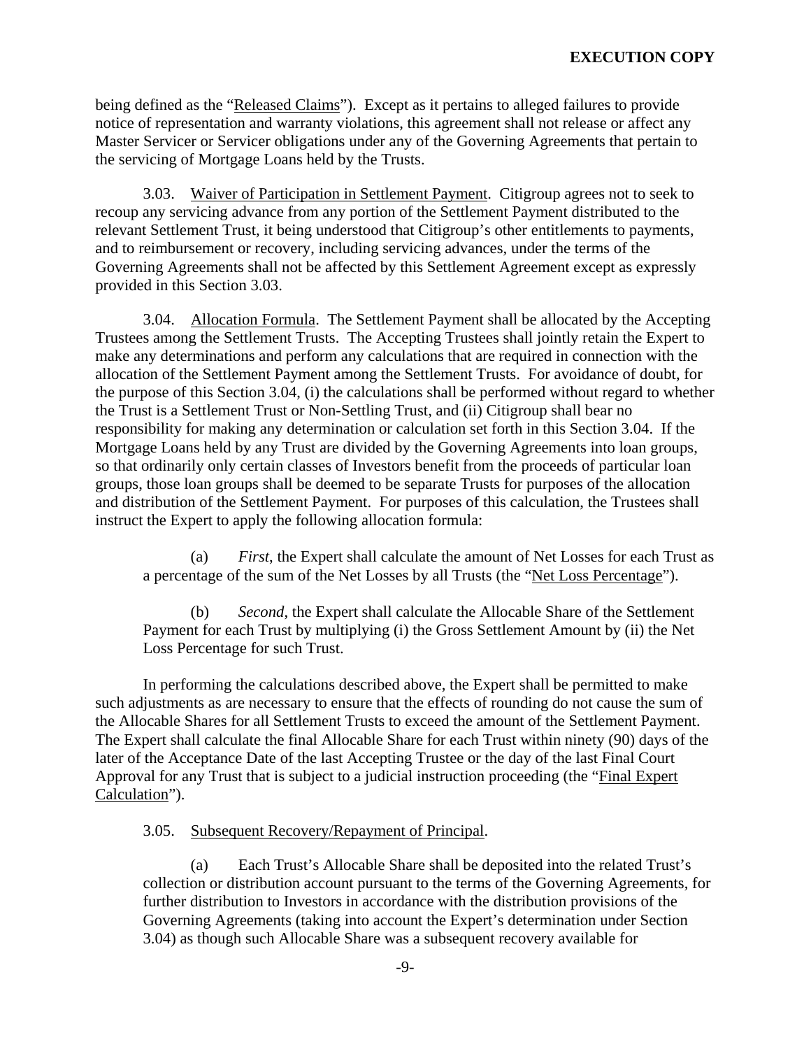being defined as the "Released Claims"). Except as it pertains to alleged failures to provide notice of representation and warranty violations, this agreement shall not release or affect any Master Servicer or Servicer obligations under any of the Governing Agreements that pertain to the servicing of Mortgage Loans held by the Trusts.

3.03. Waiver of Participation in Settlement Payment. Citigroup agrees not to seek to recoup any servicing advance from any portion of the Settlement Payment distributed to the relevant Settlement Trust, it being understood that Citigroup's other entitlements to payments, and to reimbursement or recovery, including servicing advances, under the terms of the Governing Agreements shall not be affected by this Settlement Agreement except as expressly provided in this Section 3.03.

3.04. Allocation Formula. The Settlement Payment shall be allocated by the Accepting Trustees among the Settlement Trusts. The Accepting Trustees shall jointly retain the Expert to make any determinations and perform any calculations that are required in connection with the allocation of the Settlement Payment among the Settlement Trusts. For avoidance of doubt, for the purpose of this Section 3.04, (i) the calculations shall be performed without regard to whether the Trust is a Settlement Trust or Non-Settling Trust, and (ii) Citigroup shall bear no responsibility for making any determination or calculation set forth in this Section 3.04. If the Mortgage Loans held by any Trust are divided by the Governing Agreements into loan groups, so that ordinarily only certain classes of Investors benefit from the proceeds of particular loan groups, those loan groups shall be deemed to be separate Trusts for purposes of the allocation and distribution of the Settlement Payment. For purposes of this calculation, the Trustees shall instruct the Expert to apply the following allocation formula:

(a) *First*, the Expert shall calculate the amount of Net Losses for each Trust as a percentage of the sum of the Net Losses by all Trusts (the "Net Loss Percentage").

(b) *Second*, the Expert shall calculate the Allocable Share of the Settlement Payment for each Trust by multiplying (i) the Gross Settlement Amount by (ii) the Net Loss Percentage for such Trust.

In performing the calculations described above, the Expert shall be permitted to make such adjustments as are necessary to ensure that the effects of rounding do not cause the sum of the Allocable Shares for all Settlement Trusts to exceed the amount of the Settlement Payment. The Expert shall calculate the final Allocable Share for each Trust within ninety (90) days of the later of the Acceptance Date of the last Accepting Trustee or the day of the last Final Court Approval for any Trust that is subject to a judicial instruction proceeding (the "Final Expert Calculation").

3.05. Subsequent Recovery/Repayment of Principal.

(a) Each Trust's Allocable Share shall be deposited into the related Trust's collection or distribution account pursuant to the terms of the Governing Agreements, for further distribution to Investors in accordance with the distribution provisions of the Governing Agreements (taking into account the Expert's determination under Section 3.04) as though such Allocable Share was a subsequent recovery available for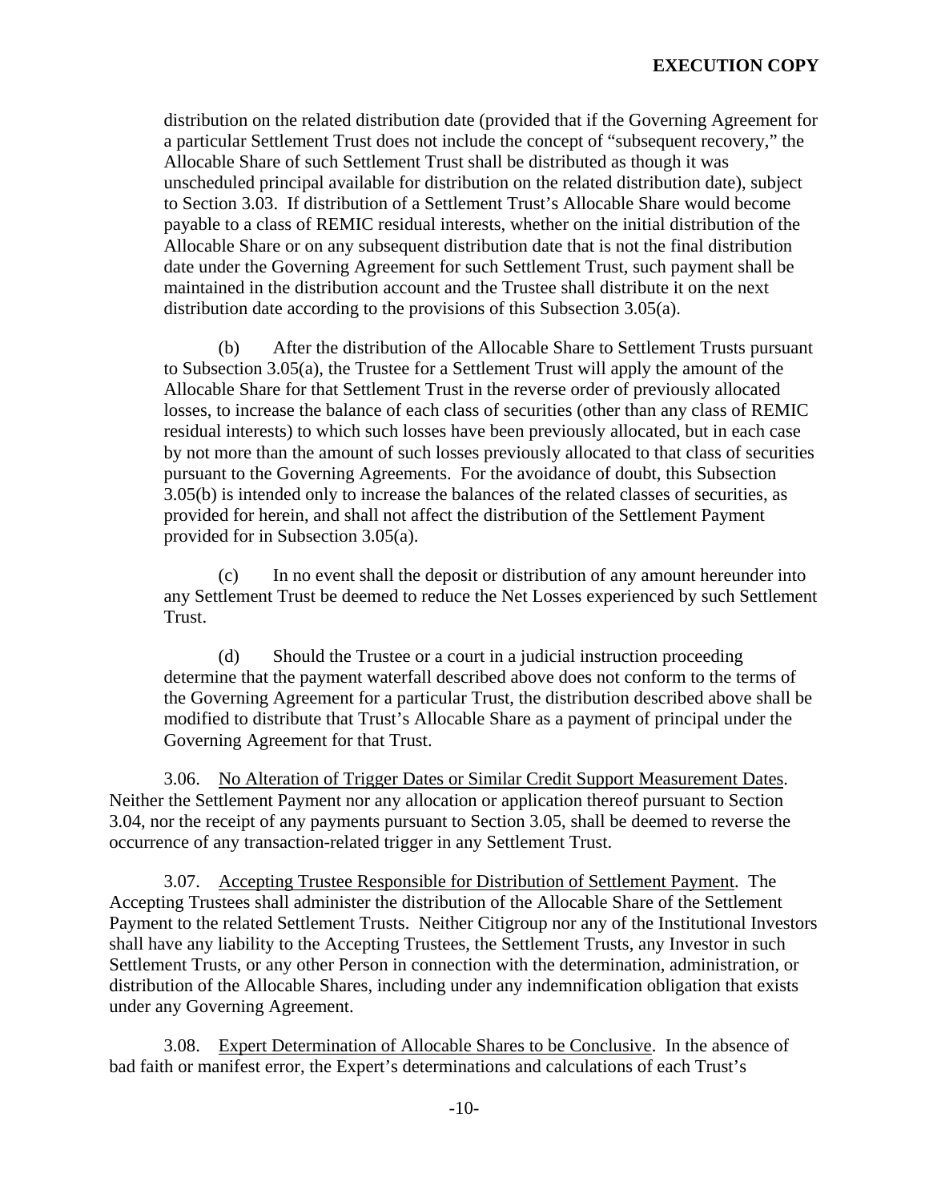distribution on the related distribution date (provided that if the Governing Agreement for a particular Settlement Trust does not include the concept of "subsequent recovery," the Allocable Share of such Settlement Trust shall be distributed as though it was unscheduled principal available for distribution on the related distribution date), subject to Section 3.03. If distribution of a Settlement Trust's Allocable Share would become payable to a class of REMIC residual interests, whether on the initial distribution of the Allocable Share or on any subsequent distribution date that is not the final distribution date under the Governing Agreement for such Settlement Trust, such payment shall be maintained in the distribution account and the Trustee shall distribute it on the next distribution date according to the provisions of this Subsection 3.05(a).

(b) After the distribution of the Allocable Share to Settlement Trusts pursuant to Subsection 3.05(a), the Trustee for a Settlement Trust will apply the amount of the Allocable Share for that Settlement Trust in the reverse order of previously allocated losses, to increase the balance of each class of securities (other than any class of REMIC residual interests) to which such losses have been previously allocated, but in each case by not more than the amount of such losses previously allocated to that class of securities pursuant to the Governing Agreements. For the avoidance of doubt, this Subsection 3.05(b) is intended only to increase the balances of the related classes of securities, as provided for herein, and shall not affect the distribution of the Settlement Payment provided for in Subsection 3.05(a).

(c) In no event shall the deposit or distribution of any amount hereunder into any Settlement Trust be deemed to reduce the Net Losses experienced by such Settlement Trust.

(d) Should the Trustee or a court in a judicial instruction proceeding determine that the payment waterfall described above does not conform to the terms of the Governing Agreement for a particular Trust, the distribution described above shall be modified to distribute that Trust's Allocable Share as a payment of principal under the Governing Agreement for that Trust.

3.06. No Alteration of Trigger Dates or Similar Credit Support Measurement Dates. Neither the Settlement Payment nor any allocation or application thereof pursuant to Section 3.04, nor the receipt of any payments pursuant to Section 3.05, shall be deemed to reverse the occurrence of any transaction-related trigger in any Settlement Trust.

3.07. Accepting Trustee Responsible for Distribution of Settlement Payment. The Accepting Trustees shall administer the distribution of the Allocable Share of the Settlement Payment to the related Settlement Trusts. Neither Citigroup nor any of the Institutional Investors shall have any liability to the Accepting Trustees, the Settlement Trusts, any Investor in such Settlement Trusts, or any other Person in connection with the determination, administration, or distribution of the Allocable Shares, including under any indemnification obligation that exists under any Governing Agreement.

3.08. Expert Determination of Allocable Shares to be Conclusive. In the absence of bad faith or manifest error, the Expert's determinations and calculations of each Trust's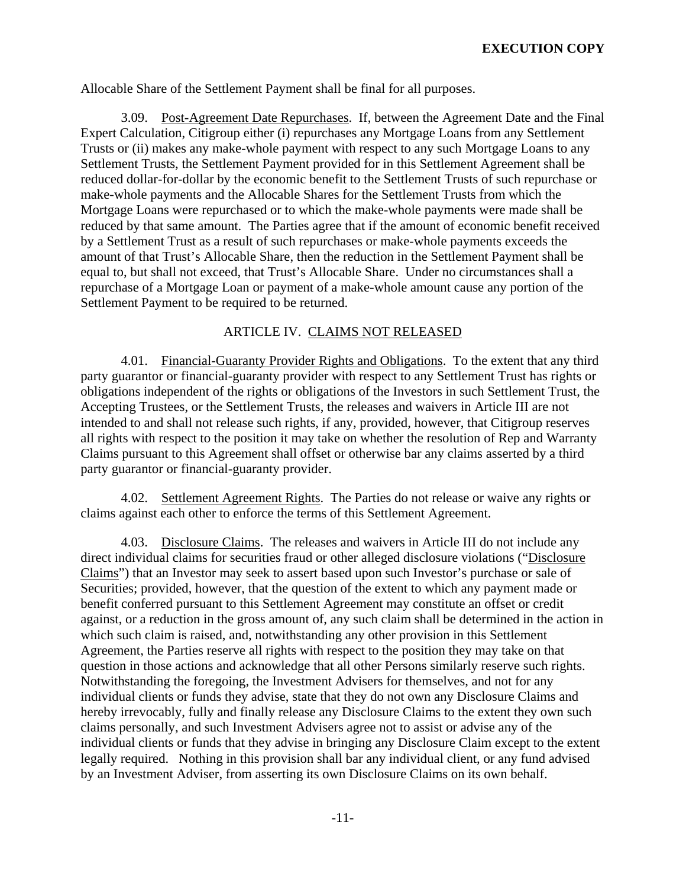Allocable Share of the Settlement Payment shall be final for all purposes.

3.09. Post-Agreement Date Repurchases. If, between the Agreement Date and the Final Expert Calculation, Citigroup either (i) repurchases any Mortgage Loans from any Settlement Trusts or (ii) makes any make-whole payment with respect to any such Mortgage Loans to any Settlement Trusts, the Settlement Payment provided for in this Settlement Agreement shall be reduced dollar-for-dollar by the economic benefit to the Settlement Trusts of such repurchase or make-whole payments and the Allocable Shares for the Settlement Trusts from which the Mortgage Loans were repurchased or to which the make-whole payments were made shall be reduced by that same amount. The Parties agree that if the amount of economic benefit received by a Settlement Trust as a result of such repurchases or make-whole payments exceeds the amount of that Trust's Allocable Share, then the reduction in the Settlement Payment shall be equal to, but shall not exceed, that Trust's Allocable Share. Under no circumstances shall a repurchase of a Mortgage Loan or payment of a make-whole amount cause any portion of the Settlement Payment to be required to be returned.

## ARTICLE IV. CLAIMS NOT RELEASED

4.01. Financial-Guaranty Provider Rights and Obligations. To the extent that any third party guarantor or financial-guaranty provider with respect to any Settlement Trust has rights or obligations independent of the rights or obligations of the Investors in such Settlement Trust, the Accepting Trustees, or the Settlement Trusts, the releases and waivers in Article III are not intended to and shall not release such rights, if any, provided, however, that Citigroup reserves all rights with respect to the position it may take on whether the resolution of Rep and Warranty Claims pursuant to this Agreement shall offset or otherwise bar any claims asserted by a third party guarantor or financial-guaranty provider.

4.02. Settlement Agreement Rights. The Parties do not release or waive any rights or claims against each other to enforce the terms of this Settlement Agreement.

4.03. Disclosure Claims. The releases and waivers in Article III do not include any direct individual claims for securities fraud or other alleged disclosure violations ("Disclosure Claims") that an Investor may seek to assert based upon such Investor's purchase or sale of Securities; provided, however, that the question of the extent to which any payment made or benefit conferred pursuant to this Settlement Agreement may constitute an offset or credit against, or a reduction in the gross amount of, any such claim shall be determined in the action in which such claim is raised, and, notwithstanding any other provision in this Settlement Agreement, the Parties reserve all rights with respect to the position they may take on that question in those actions and acknowledge that all other Persons similarly reserve such rights. Notwithstanding the foregoing, the Investment Advisers for themselves, and not for any individual clients or funds they advise, state that they do not own any Disclosure Claims and hereby irrevocably, fully and finally release any Disclosure Claims to the extent they own such claims personally, and such Investment Advisers agree not to assist or advise any of the individual clients or funds that they advise in bringing any Disclosure Claim except to the extent legally required. Nothing in this provision shall bar any individual client, or any fund advised by an Investment Adviser, from asserting its own Disclosure Claims on its own behalf.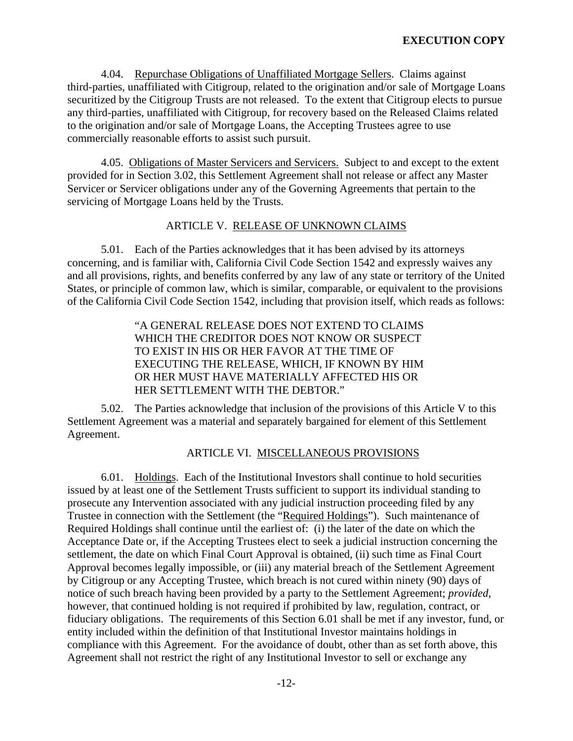4.04. Repurchase Obligations of Unaffiliated Mortgage Sellers. Claims against third-parties, unaffiliated with Citigroup, related to the origination and/or sale of Mortgage Loans securitized by the Citigroup Trusts are not released. To the extent that Citigroup elects to pursue any third-parties, unaffiliated with Citigroup, for recovery based on the Released Claims related to the origination and/or sale of Mortgage Loans, the Accepting Trustees agree to use commercially reasonable efforts to assist such pursuit.

4.05. Obligations of Master Servicers and Servicers. Subject to and except to the extent provided for in Section 3.02, this Settlement Agreement shall not release or affect any Master Servicer or Servicer obligations under any of the Governing Agreements that pertain to the servicing of Mortgage Loans held by the Trusts.

## ARTICLE V. RELEASE OF UNKNOWN CLAIMS

5.01. Each of the Parties acknowledges that it has been advised by its attorneys concerning, and is familiar with, California Civil Code Section 1542 and expressly waives any and all provisions, rights, and benefits conferred by any law of any state or territory of the United States, or principle of common law, which is similar, comparable, or equivalent to the provisions of the California Civil Code Section 1542, including that provision itself, which reads as follows:

> "A GENERAL RELEASE DOES NOT EXTEND TO CLAIMS WHICH THE CREDITOR DOES NOT KNOW OR SUSPECT TO EXIST IN HIS OR HER FAVOR AT THE TIME OF EXECUTING THE RELEASE, WHICH, IF KNOWN BY HIM OR HER MUST HAVE MATERIALLY AFFECTED HIS OR HER SETTLEMENT WITH THE DEBTOR."

5.02. The Parties acknowledge that inclusion of the provisions of this Article V to this Settlement Agreement was a material and separately bargained for element of this Settlement Agreement.

## ARTICLE VI. MISCELLANEOUS PROVISIONS

6.01. Holdings. Each of the Institutional Investors shall continue to hold securities issued by at least one of the Settlement Trusts sufficient to support its individual standing to prosecute any Intervention associated with any judicial instruction proceeding filed by any Trustee in connection with the Settlement (the "Required Holdings"). Such maintenance of Required Holdings shall continue until the earliest of: (i) the later of the date on which the Acceptance Date or, if the Accepting Trustees elect to seek a judicial instruction concerning the settlement, the date on which Final Court Approval is obtained, (ii) such time as Final Court Approval becomes legally impossible, or (iii) any material breach of the Settlement Agreement by Citigroup or any Accepting Trustee, which breach is not cured within ninety (90) days of notice of such breach having been provided by a party to the Settlement Agreement; *provided*, however, that continued holding is not required if prohibited by law, regulation, contract, or fiduciary obligations. The requirements of this Section 6.01 shall be met if any investor, fund, or entity included within the definition of that Institutional Investor maintains holdings in compliance with this Agreement. For the avoidance of doubt, other than as set forth above, this Agreement shall not restrict the right of any Institutional Investor to sell or exchange any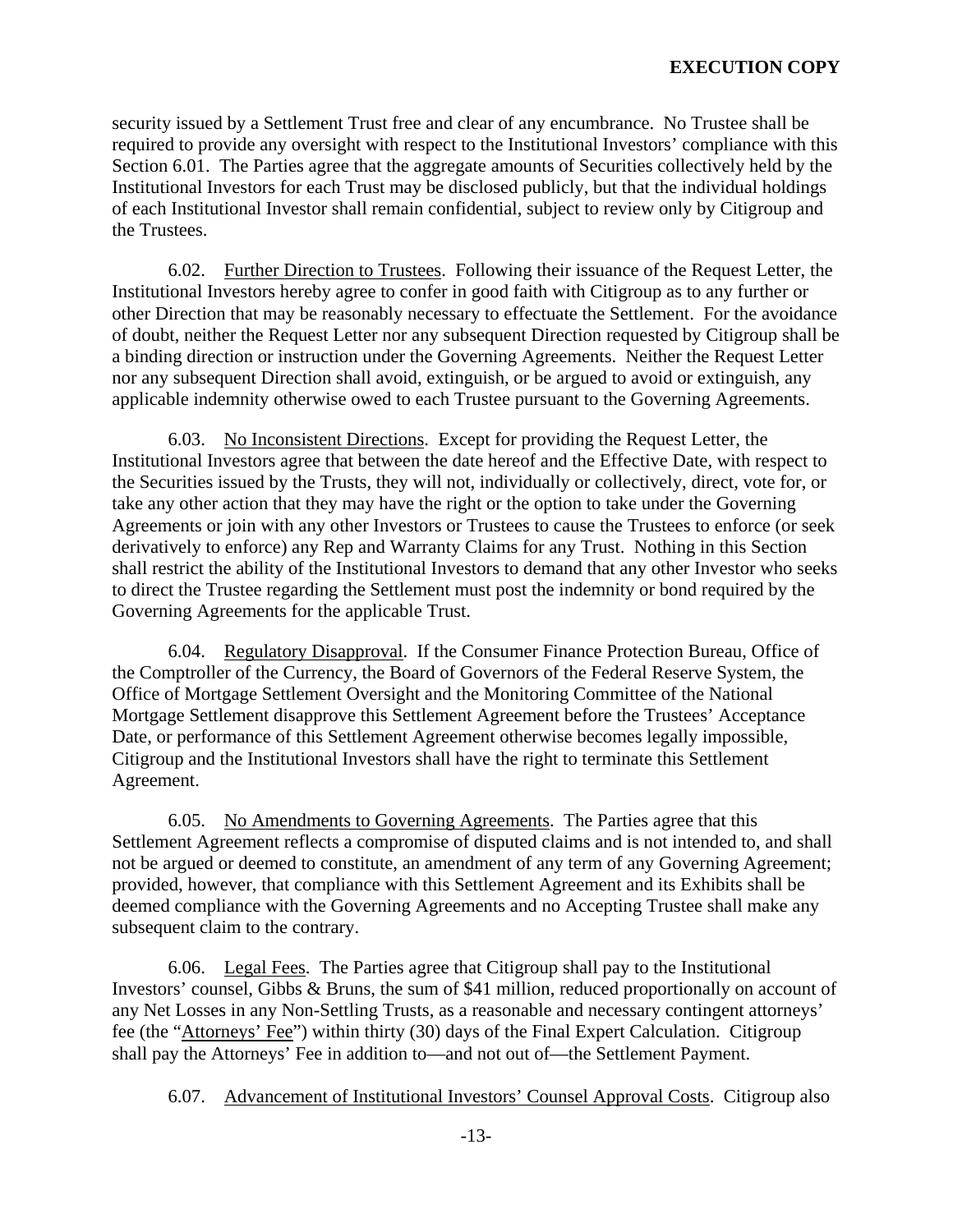security issued by a Settlement Trust free and clear of any encumbrance. No Trustee shall be required to provide any oversight with respect to the Institutional Investors' compliance with this Section 6.01. The Parties agree that the aggregate amounts of Securities collectively held by the Institutional Investors for each Trust may be disclosed publicly, but that the individual holdings of each Institutional Investor shall remain confidential, subject to review only by Citigroup and the Trustees.

6.02. Further Direction to Trustees. Following their issuance of the Request Letter, the Institutional Investors hereby agree to confer in good faith with Citigroup as to any further or other Direction that may be reasonably necessary to effectuate the Settlement. For the avoidance of doubt, neither the Request Letter nor any subsequent Direction requested by Citigroup shall be a binding direction or instruction under the Governing Agreements. Neither the Request Letter nor any subsequent Direction shall avoid, extinguish, or be argued to avoid or extinguish, any applicable indemnity otherwise owed to each Trustee pursuant to the Governing Agreements.

6.03. No Inconsistent Directions. Except for providing the Request Letter, the Institutional Investors agree that between the date hereof and the Effective Date, with respect to the Securities issued by the Trusts, they will not, individually or collectively, direct, vote for, or take any other action that they may have the right or the option to take under the Governing Agreements or join with any other Investors or Trustees to cause the Trustees to enforce (or seek derivatively to enforce) any Rep and Warranty Claims for any Trust. Nothing in this Section shall restrict the ability of the Institutional Investors to demand that any other Investor who seeks to direct the Trustee regarding the Settlement must post the indemnity or bond required by the Governing Agreements for the applicable Trust.

6.04. Regulatory Disapproval. If the Consumer Finance Protection Bureau, Office of the Comptroller of the Currency, the Board of Governors of the Federal Reserve System, the Office of Mortgage Settlement Oversight and the Monitoring Committee of the National Mortgage Settlement disapprove this Settlement Agreement before the Trustees' Acceptance Date, or performance of this Settlement Agreement otherwise becomes legally impossible, Citigroup and the Institutional Investors shall have the right to terminate this Settlement Agreement.

6.05. No Amendments to Governing Agreements. The Parties agree that this Settlement Agreement reflects a compromise of disputed claims and is not intended to, and shall not be argued or deemed to constitute, an amendment of any term of any Governing Agreement; provided, however, that compliance with this Settlement Agreement and its Exhibits shall be deemed compliance with the Governing Agreements and no Accepting Trustee shall make any subsequent claim to the contrary.

6.06. Legal Fees. The Parties agree that Citigroup shall pay to the Institutional Investors' counsel, Gibbs & Bruns, the sum of $41 million, reduced proportionally on account of any Net Losses in any Non-Settling Trusts, as a reasonable and necessary contingent attorneys' fee (the "Attorneys' Fee") within thirty (30) days of the Final Expert Calculation. Citigroup shall pay the Attorneys' Fee in addition to—and not out of—the Settlement Payment.

6.07. Advancement of Institutional Investors' Counsel Approval Costs. Citigroup also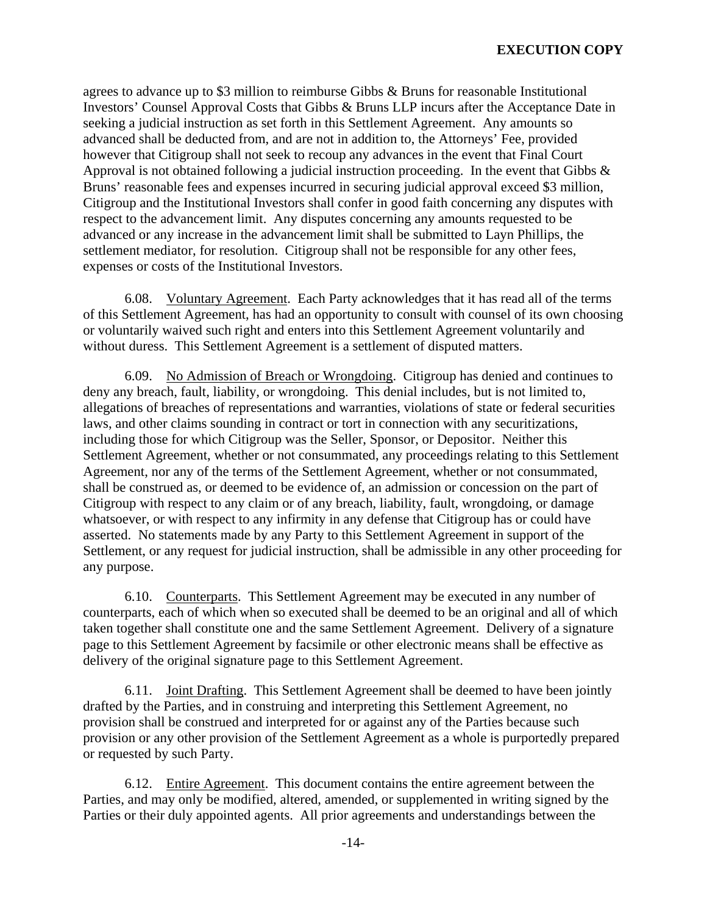agrees to advance up to $3 million to reimburse Gibbs & Bruns for reasonable Institutional Investors' Counsel Approval Costs that Gibbs & Bruns LLP incurs after the Acceptance Date in seeking a judicial instruction as set forth in this Settlement Agreement. Any amounts so advanced shall be deducted from, and are not in addition to, the Attorneys' Fee, provided however that Citigroup shall not seek to recoup any advances in the event that Final Court Approval is not obtained following a judicial instruction proceeding. In the event that Gibbs & Bruns' reasonable fees and expenses incurred in securing judicial approval exceed $3 million, Citigroup and the Institutional Investors shall confer in good faith concerning any disputes with respect to the advancement limit. Any disputes concerning any amounts requested to be advanced or any increase in the advancement limit shall be submitted to Layn Phillips, the settlement mediator, for resolution. Citigroup shall not be responsible for any other fees, expenses or costs of the Institutional Investors.

6.08. Voluntary Agreement. Each Party acknowledges that it has read all of the terms of this Settlement Agreement, has had an opportunity to consult with counsel of its own choosing or voluntarily waived such right and enters into this Settlement Agreement voluntarily and without duress. This Settlement Agreement is a settlement of disputed matters.

6.09. No Admission of Breach or Wrongdoing. Citigroup has denied and continues to deny any breach, fault, liability, or wrongdoing. This denial includes, but is not limited to, allegations of breaches of representations and warranties, violations of state or federal securities laws, and other claims sounding in contract or tort in connection with any securitizations, including those for which Citigroup was the Seller, Sponsor, or Depositor. Neither this Settlement Agreement, whether or not consummated, any proceedings relating to this Settlement Agreement, nor any of the terms of the Settlement Agreement, whether or not consummated, shall be construed as, or deemed to be evidence of, an admission or concession on the part of Citigroup with respect to any claim or of any breach, liability, fault, wrongdoing, or damage whatsoever, or with respect to any infirmity in any defense that Citigroup has or could have asserted. No statements made by any Party to this Settlement Agreement in support of the Settlement, or any request for judicial instruction, shall be admissible in any other proceeding for any purpose.

6.10. Counterparts. This Settlement Agreement may be executed in any number of counterparts, each of which when so executed shall be deemed to be an original and all of which taken together shall constitute one and the same Settlement Agreement. Delivery of a signature page to this Settlement Agreement by facsimile or other electronic means shall be effective as delivery of the original signature page to this Settlement Agreement.

6.11. Joint Drafting. This Settlement Agreement shall be deemed to have been jointly drafted by the Parties, and in construing and interpreting this Settlement Agreement, no provision shall be construed and interpreted for or against any of the Parties because such provision or any other provision of the Settlement Agreement as a whole is purportedly prepared or requested by such Party.

6.12. Entire Agreement. This document contains the entire agreement between the Parties, and may only be modified, altered, amended, or supplemented in writing signed by the Parties or their duly appointed agents. All prior agreements and understandings between the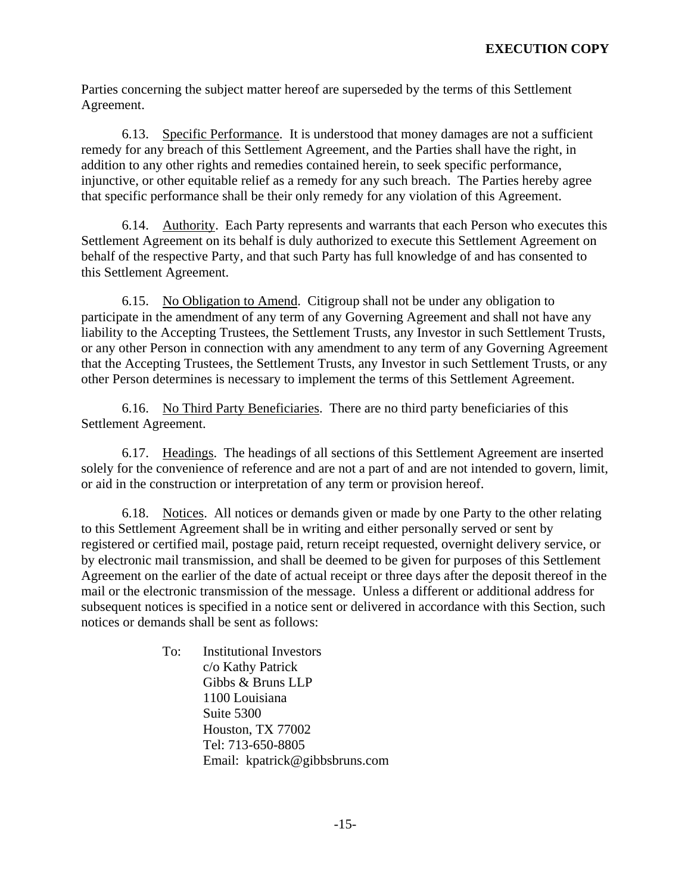Parties concerning the subject matter hereof are superseded by the terms of this Settlement Agreement.

6.13. Specific Performance. It is understood that money damages are not a sufficient remedy for any breach of this Settlement Agreement, and the Parties shall have the right, in addition to any other rights and remedies contained herein, to seek specific performance, injunctive, or other equitable relief as a remedy for any such breach. The Parties hereby agree that specific performance shall be their only remedy for any violation of this Agreement.

6.14. Authority. Each Party represents and warrants that each Person who executes this Settlement Agreement on its behalf is duly authorized to execute this Settlement Agreement on behalf of the respective Party, and that such Party has full knowledge of and has consented to this Settlement Agreement.

6.15. No Obligation to Amend. Citigroup shall not be under any obligation to participate in the amendment of any term of any Governing Agreement and shall not have any liability to the Accepting Trustees, the Settlement Trusts, any Investor in such Settlement Trusts, or any other Person in connection with any amendment to any term of any Governing Agreement that the Accepting Trustees, the Settlement Trusts, any Investor in such Settlement Trusts, or any other Person determines is necessary to implement the terms of this Settlement Agreement.

6.16. No Third Party Beneficiaries. There are no third party beneficiaries of this Settlement Agreement.

6.17. Headings. The headings of all sections of this Settlement Agreement are inserted solely for the convenience of reference and are not a part of and are not intended to govern, limit, or aid in the construction or interpretation of any term or provision hereof.

6.18. Notices. All notices or demands given or made by one Party to the other relating to this Settlement Agreement shall be in writing and either personally served or sent by registered or certified mail, postage paid, return receipt requested, overnight delivery service, or by electronic mail transmission, and shall be deemed to be given for purposes of this Settlement Agreement on the earlier of the date of actual receipt or three days after the deposit thereof in the mail or the electronic transmission of the message. Unless a different or additional address for subsequent notices is specified in a notice sent or delivered in accordance with this Section, such notices or demands shall be sent as follows:

To: Institutional Investors
c/o Kathy Patrick
Gibbs & Bruns LLP
1100 Louisiana
Suite 5300
Houston, TX 77002
Tel: 713-650-8805
Email: kpatrick@gibbsbruns.com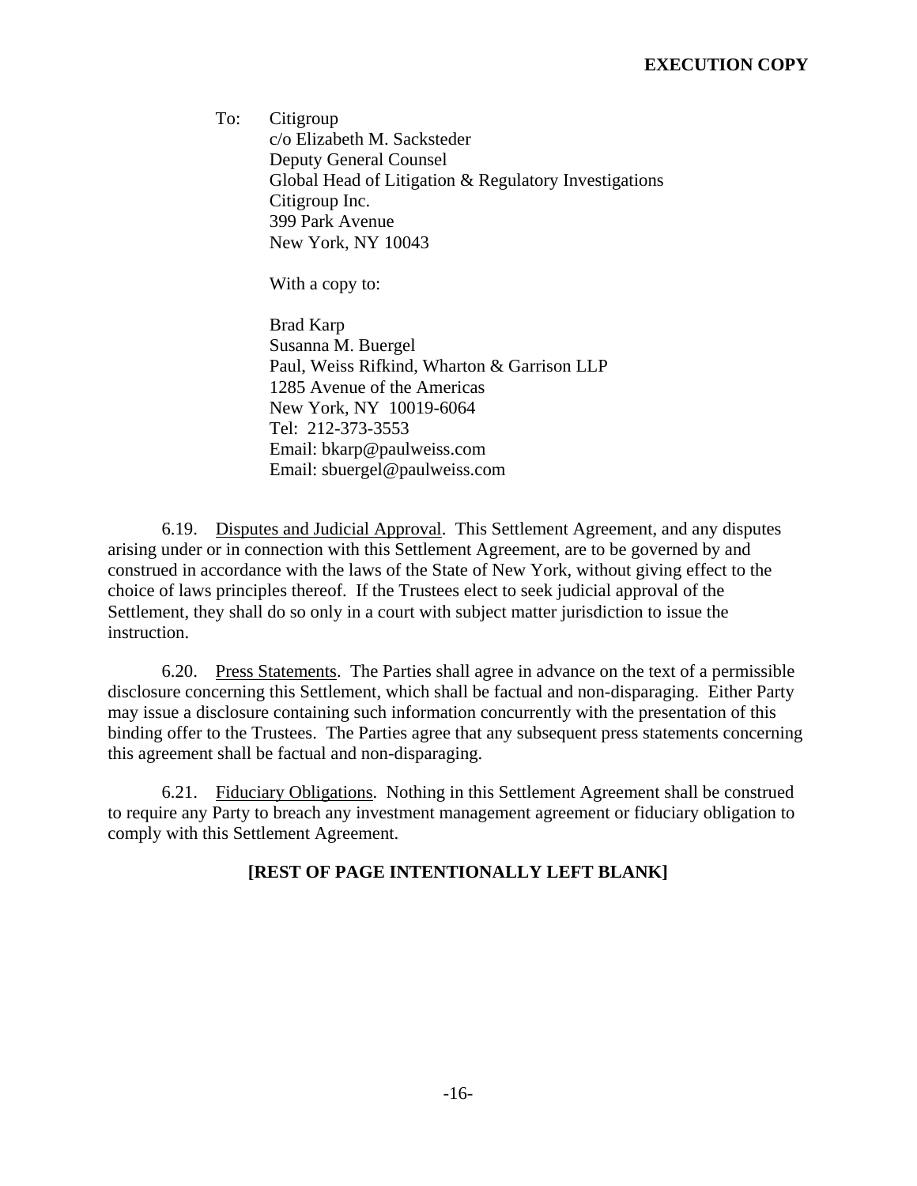To: Citigroup
c/o Elizabeth M. Sacksteder
Deputy General Counsel
Global Head of Litigation & Regulatory Investigations
Citigroup Inc.
399 Park Avenue
New York, NY 10043

With a copy to:

Brad Karp
Susanna M. Buergel
Paul, Weiss Rifkind, Wharton & Garrison LLP
1285 Avenue of the Americas
New York, NY 10019-6064
Tel: 212-373-3553
Email: bkarp@paulweiss.com
Email: sbuergel@paulweiss.com

6.19. Disputes and Judicial Approval. This Settlement Agreement, and any disputes arising under or in connection with this Settlement Agreement, are to be governed by and construed in accordance with the laws of the State of New York, without giving effect to the choice of laws principles thereof. If the Trustees elect to seek judicial approval of the Settlement, they shall do so only in a court with subject matter jurisdiction to issue the instruction.

6.20. Press Statements. The Parties shall agree in advance on the text of a permissible disclosure concerning this Settlement, which shall be factual and non-disparaging. Either Party may issue a disclosure containing such information concurrently with the presentation of this binding offer to the Trustees. The Parties agree that any subsequent press statements concerning this agreement shall be factual and non-disparaging.

6.21. Fiduciary Obligations. Nothing in this Settlement Agreement shall be construed to require any Party to breach any investment management agreement or fiduciary obligation to comply with this Settlement Agreement.

**[REST OF PAGE INTENTIONALLY LEFT BLANK]**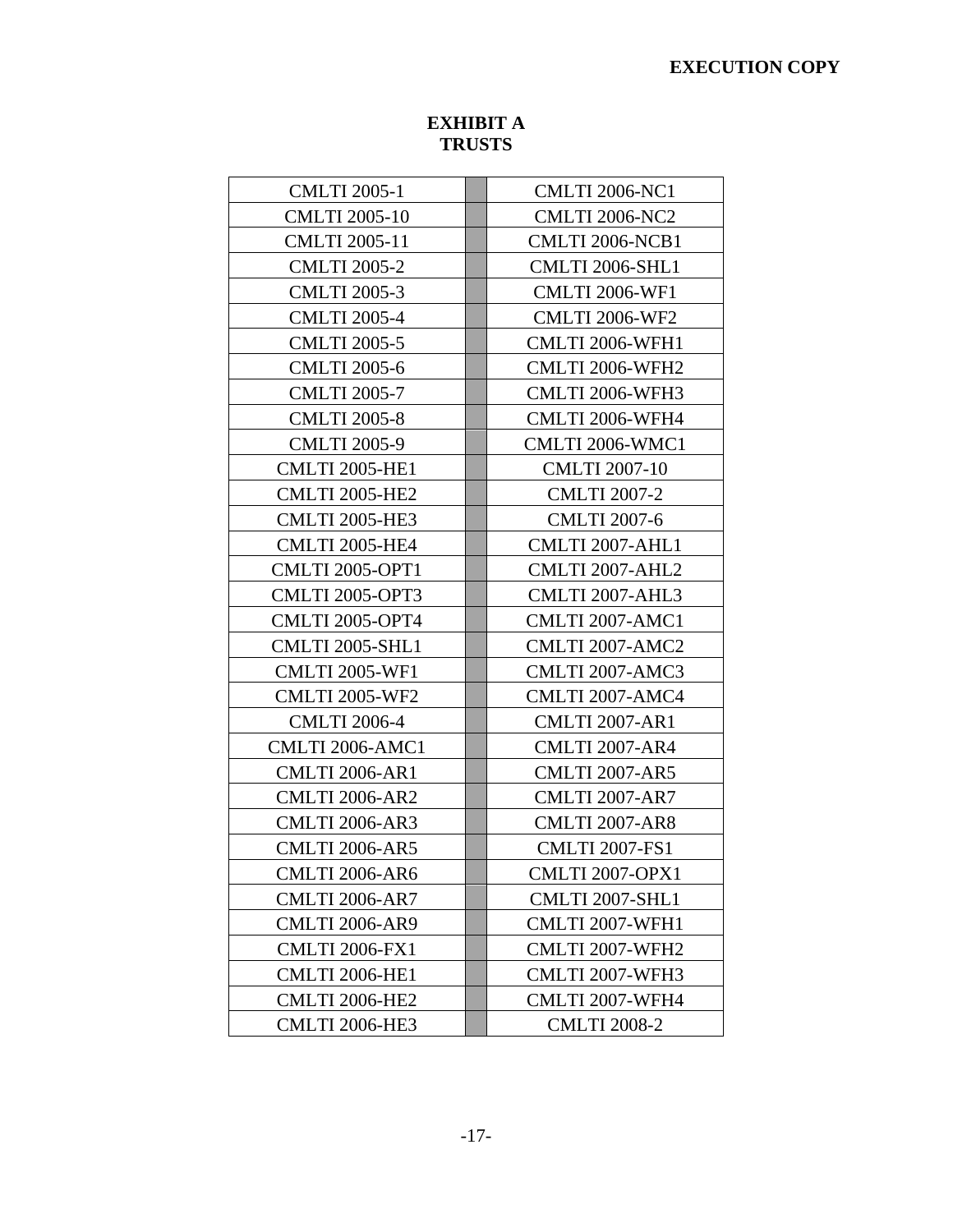# EXHIBIT A
# TRUSTS

| | | |
|---|---|---|
| CMLTI 2005-1 | | CMLTI 2006-NC1 |
| CMLTI 2005-10 | | CMLTI 2006-NC2 |
| CMLTI 2005-11 | | CMLTI 2006-NCB1 |
| CMLTI 2005-2 | | CMLTI 2006-SHL1 |
| CMLTI 2005-3 | | CMLTI 2006-WF1 |
| CMLTI 2005-4 | | CMLTI 2006-WF2 |
| CMLTI 2005-5 | | CMLTI 2006-WFH1 |
| CMLTI 2005-6 | | CMLTI 2006-WFH2 |
| CMLTI 2005-7 | | CMLTI 2006-WFH3 |
| CMLTI 2005-8 | | CMLTI 2006-WFH4 |
| CMLTI 2005-9 | | CMLTI 2006-WMC1 |
| CMLTI 2005-HE1 | | CMLTI 2007-10 |
| CMLTI 2005-HE2 | | CMLTI 2007-2 |
| CMLTI 2005-HE3 | | CMLTI 2007-6 |
| CMLTI 2005-HE4 | | CMLTI 2007-AHL1 |
| CMLTI 2005-OPT1 | | CMLTI 2007-AHL2 |
| CMLTI 2005-OPT3 | | CMLTI 2007-AHL3 |
| CMLTI 2005-OPT4 | | CMLTI 2007-AMC1 |
| CMLTI 2005-SHL1 | | CMLTI 2007-AMC2 |
| CMLTI 2005-WF1 | | CMLTI 2007-AMC3 |
| CMLTI 2005-WF2 | | CMLTI 2007-AMC4 |
| CMLTI 2006-4 | | CMLTI 2007-AR1 |
| CMLTI 2006-AMC1 | | CMLTI 2007-AR4 |
| CMLTI 2006-AR1 | | CMLTI 2007-AR5 |
| CMLTI 2006-AR2 | | CMLTI 2007-AR7 |
| CMLTI 2006-AR3 | | CMLTI 2007-AR8 |
| CMLTI 2006-AR5 | | CMLTI 2007-FS1 |
| CMLTI 2006-AR6 | | CMLTI 2007-OPX1 |
| CMLTI 2006-AR7 | | CMLTI 2007-SHL1 |
| CMLTI 2006-AR9 | | CMLTI 2007-WFH1 |
| CMLTI 2006-FX1 | | CMLTI 2007-WFH2 |
| CMLTI 2006-HE1 | | CMLTI 2007-WFH3 |
| CMLTI 2006-HE2 | | CMLTI 2007-WFH4 |
| CMLTI 2006-HE3 | | CMLTI 2008-2 |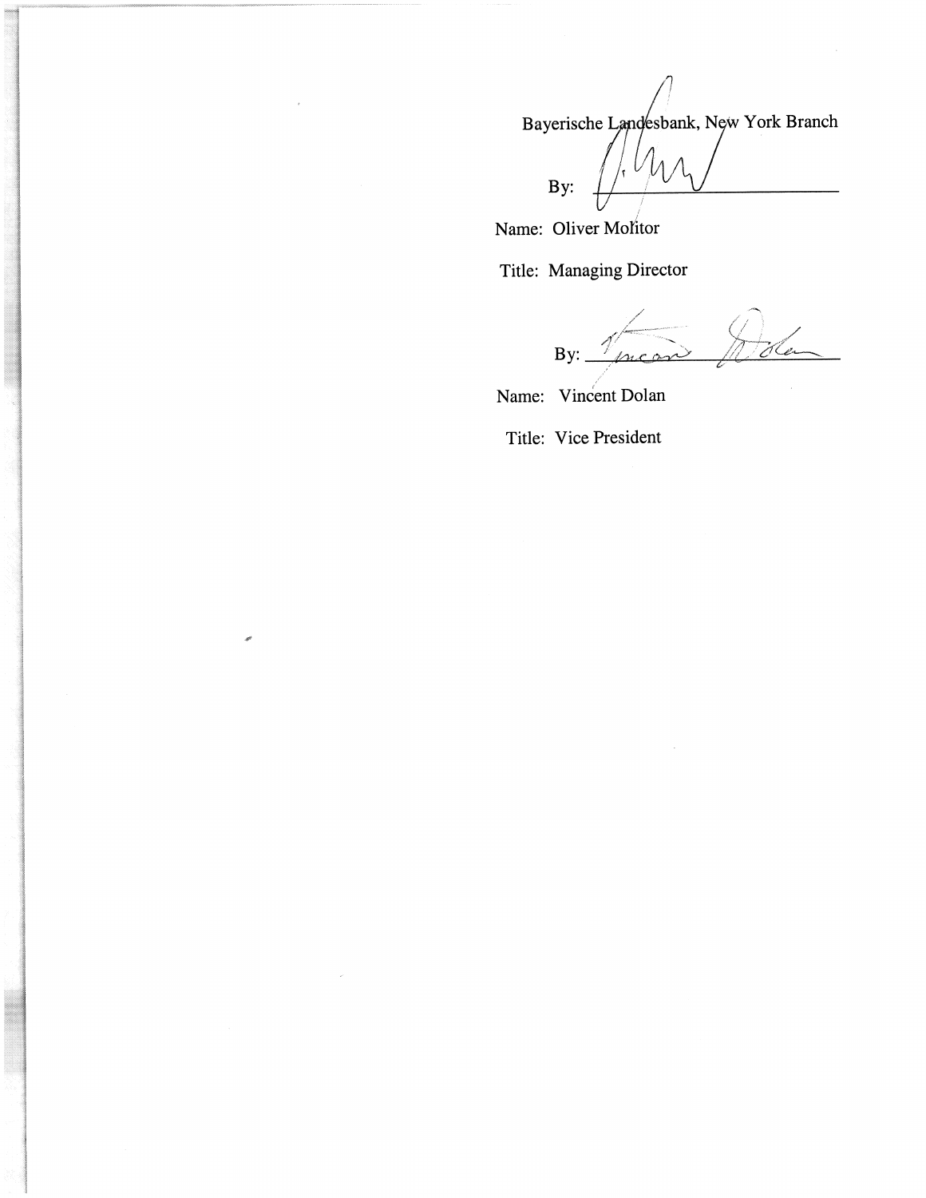Bayerische Landesbank, New York Branch

By: \_\_\_\_\_\_\_\_\_\_\_\_\_\_\_\_\_\_\_\_\_\_\_\_\_\_\_\_

Name: Oliver Molitor

Title: Managing Director

By: \_\_\_\_\_\_\_\_\_\_\_\_\_\_\_\_\_\_\_\_\_\_\_\_\_\_\_\_

Name: Vincent Dolan

Title: Vice President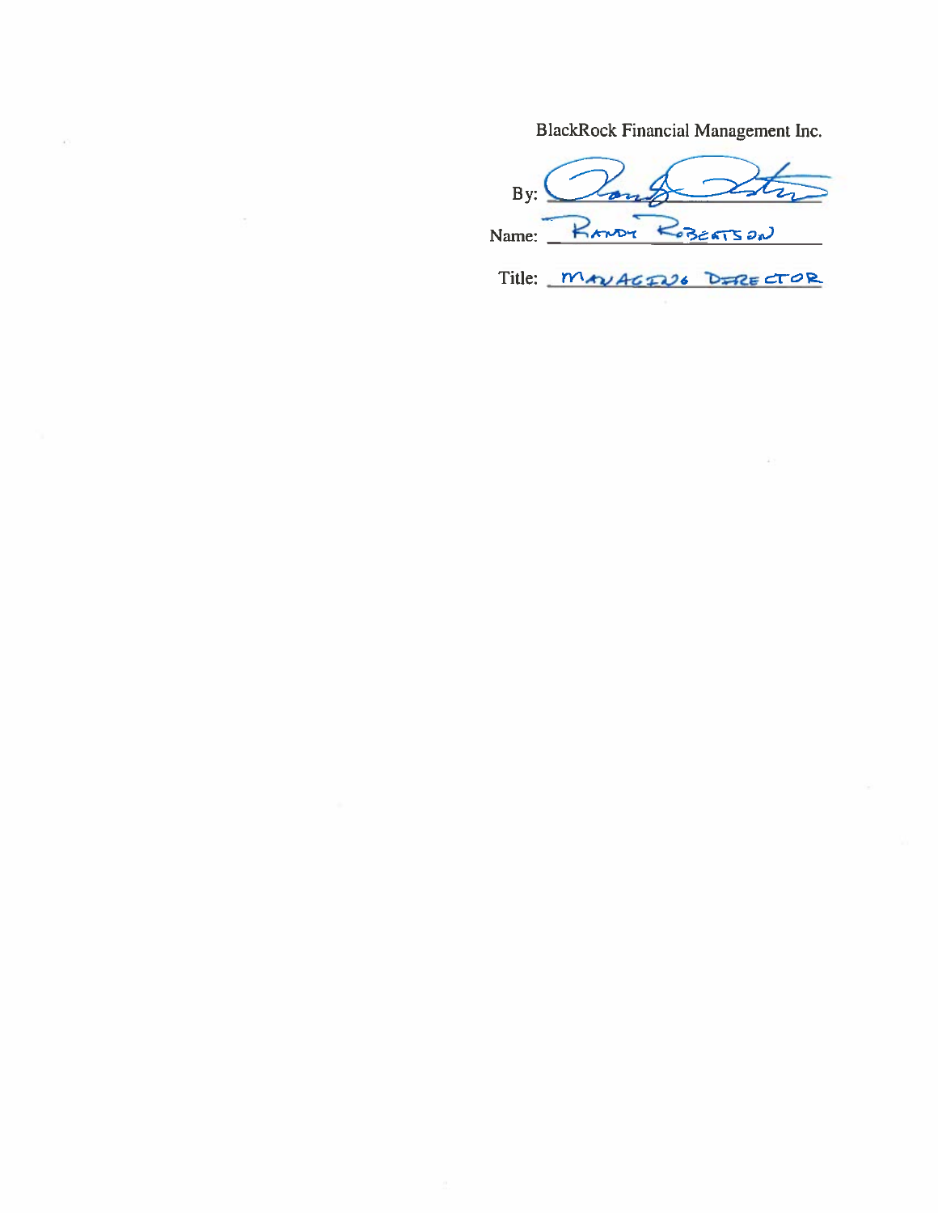BlackRock Financial Management Inc.

By: ______________________

Name: RANDY ROBERTSON

Title: MANAGING DIRECTOR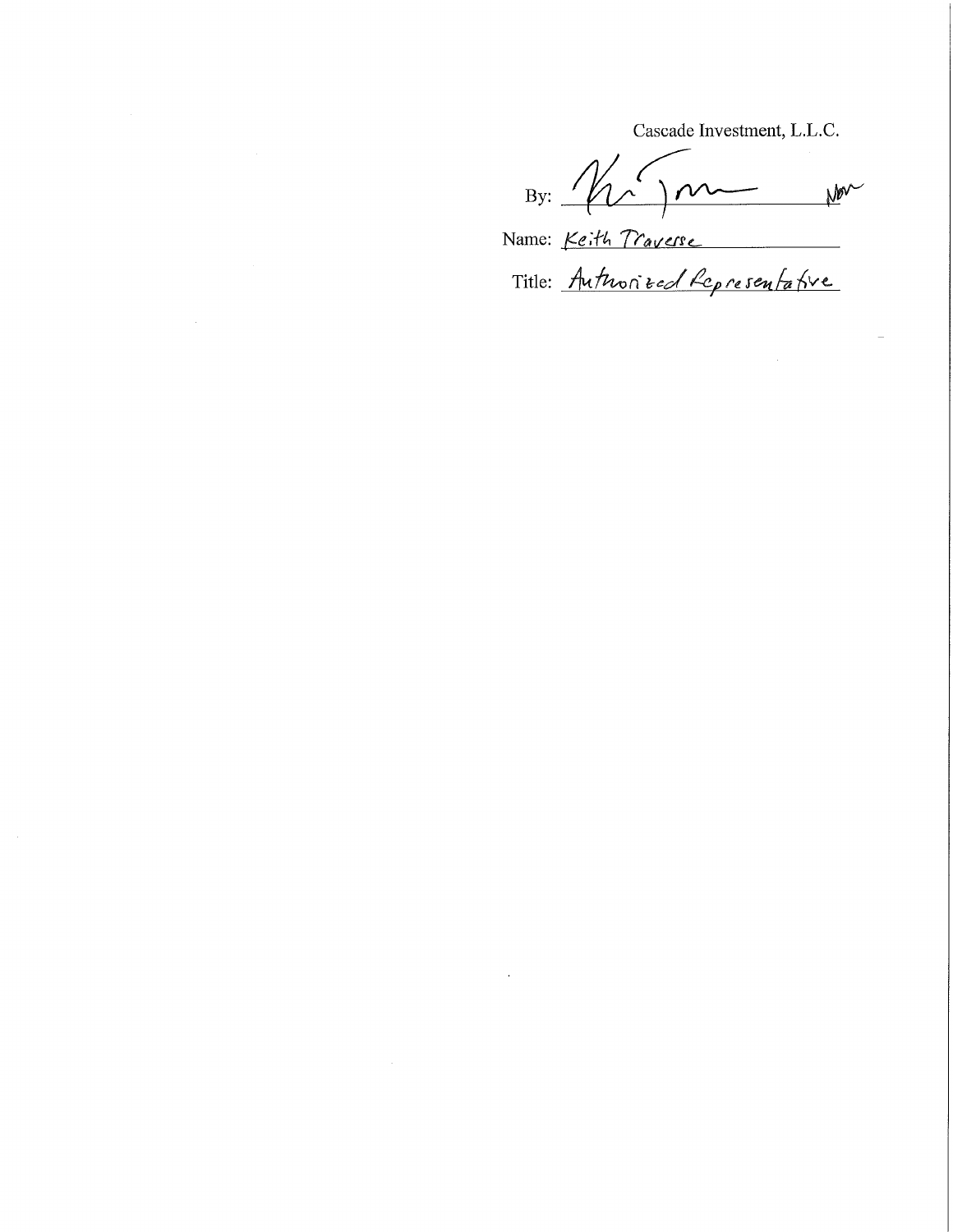Cascade Investment, L.L.C.

By: ____________________

Name: Keith Traverse

Title: Authorized Representative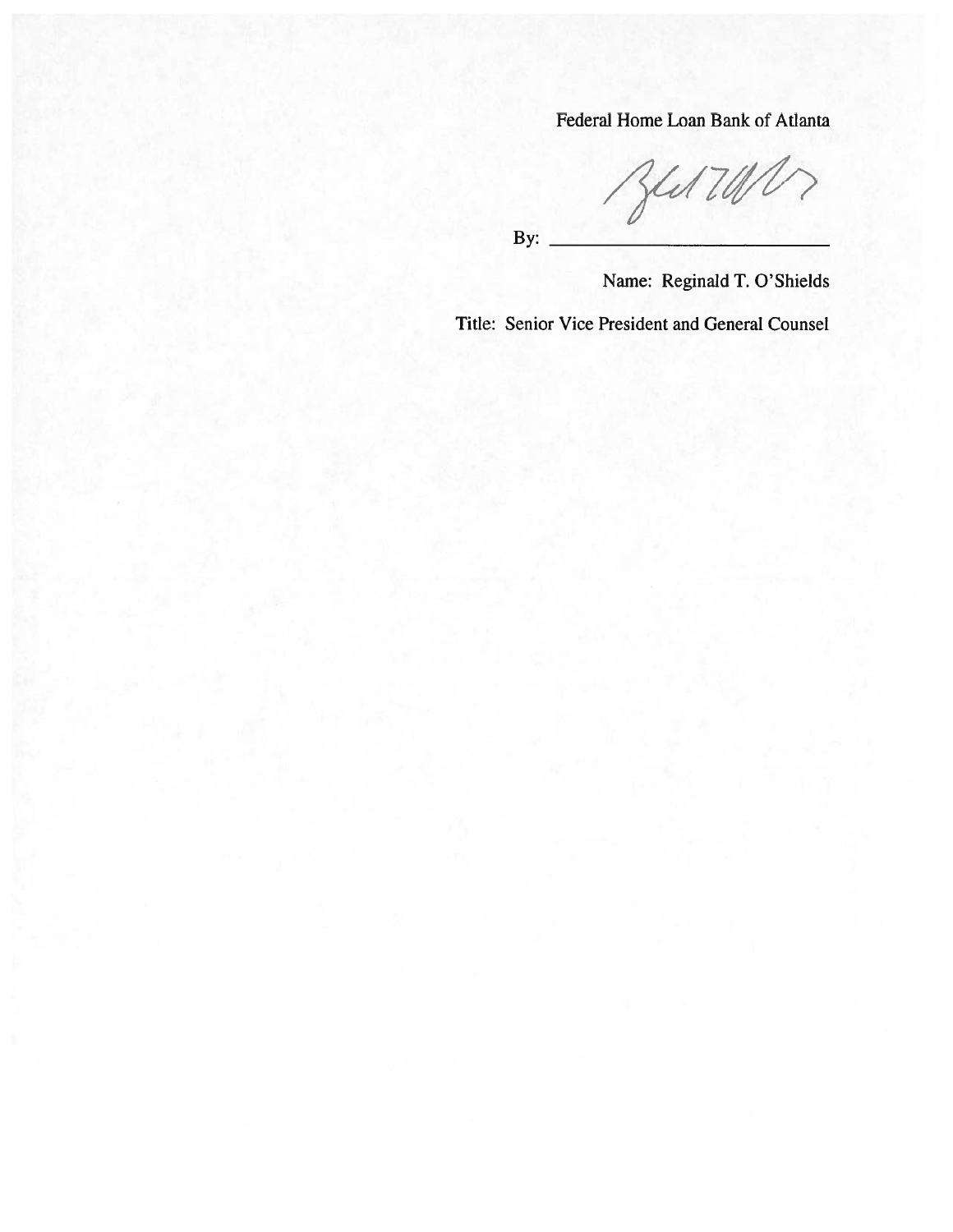Federal Home Loan Bank of Atlanta

By: ______________________________

Name: Reginald T. O'Shields

Title: Senior Vice President and General Counsel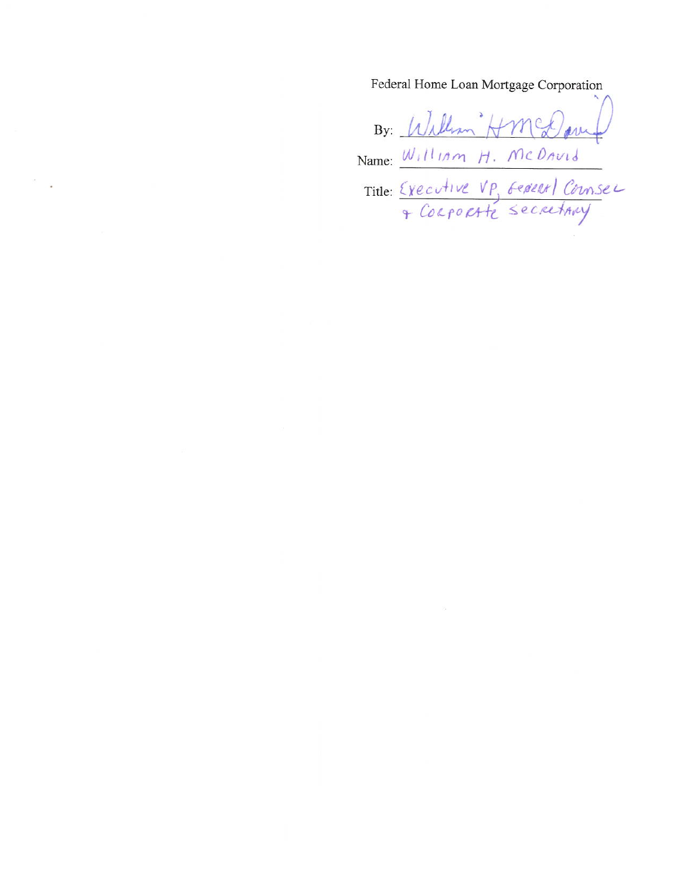Federal Home Loan Mortgage Corporation

By: *William H McDavid*

Name: William H. McDavid

Title: Executive VP, General Counsel & Corporate Secretary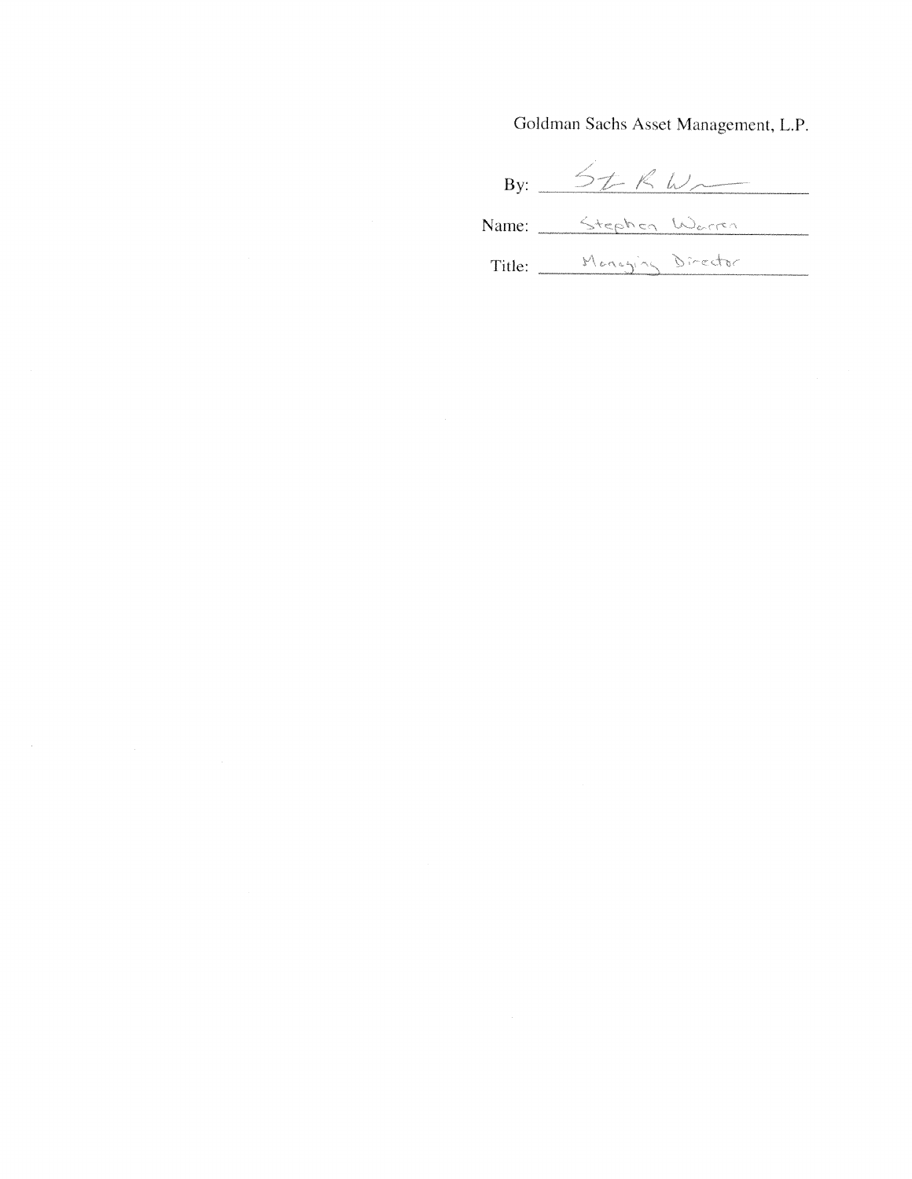Goldman Sachs Asset Management, L.P.

By: ______________________

Name: Stephen Warren

Title: Managing Director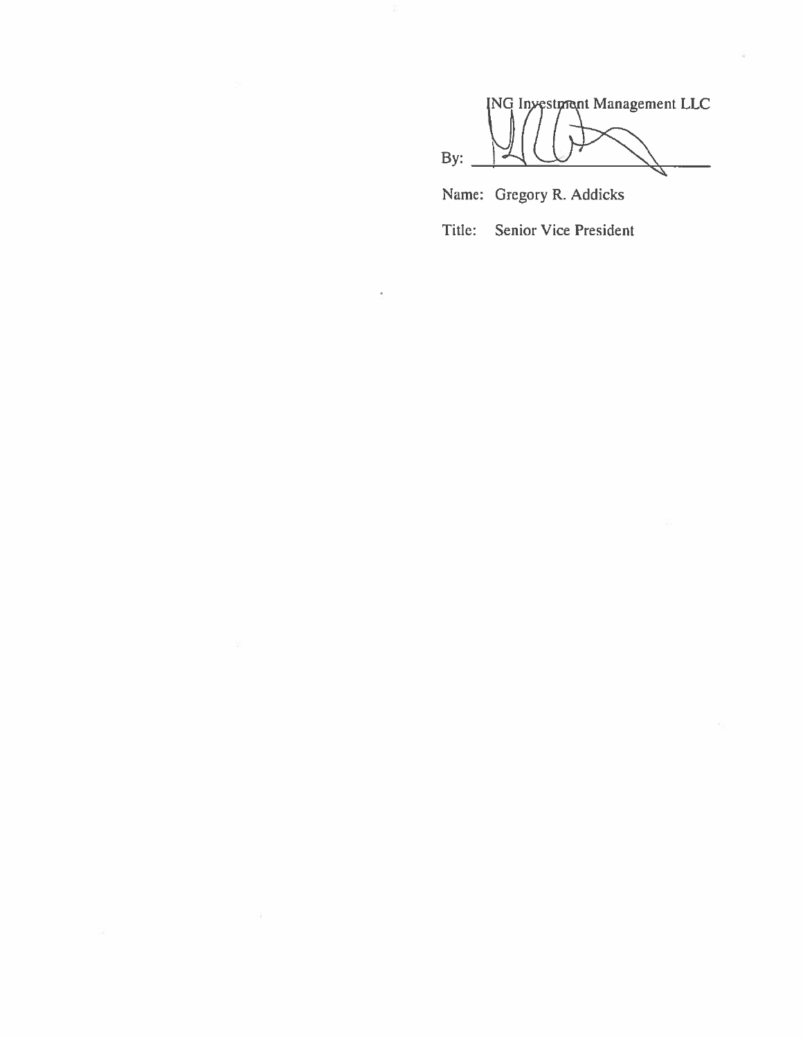ING Investment Management LLC

By: \_\_\_\_\_\_\_\_\_\_\_\_\_\_\_\_\_\_\_\_\_\_\_\_\_\_\_\_

Name: Gregory R. Addicks

Title: Senior Vice President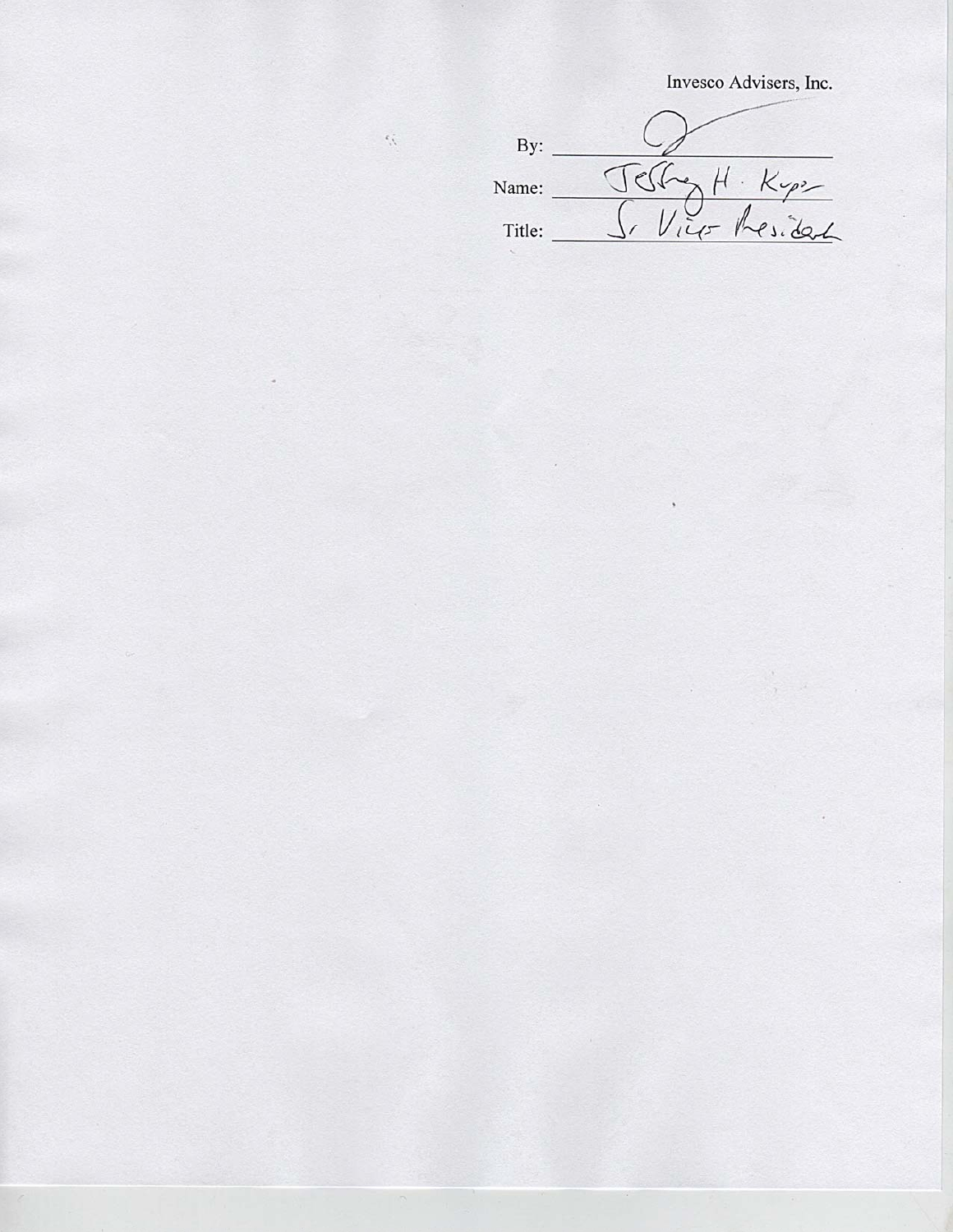Invesco Advisers, Inc.

By: ______________________

Name: Jeffrey H. Kupor

Title: Sr. Vice President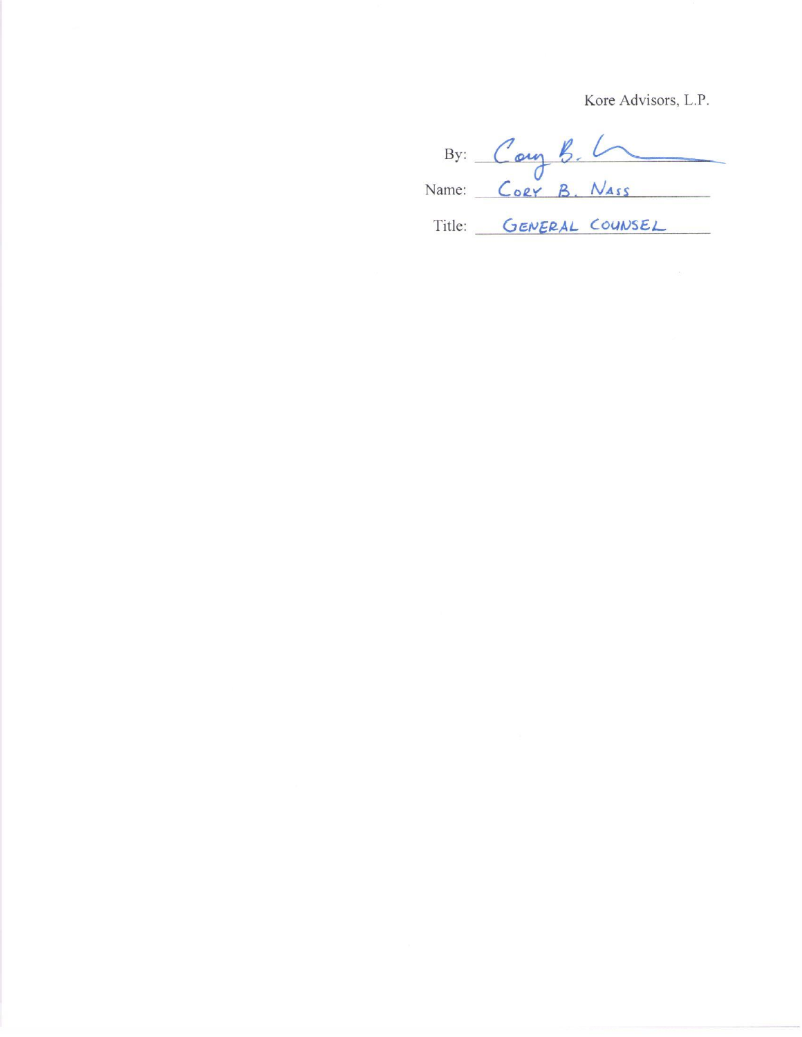Kore Advisors, L.P.

By: *Cory B. N*

Name: CORY B. NASS

Title: GENERAL COUNSEL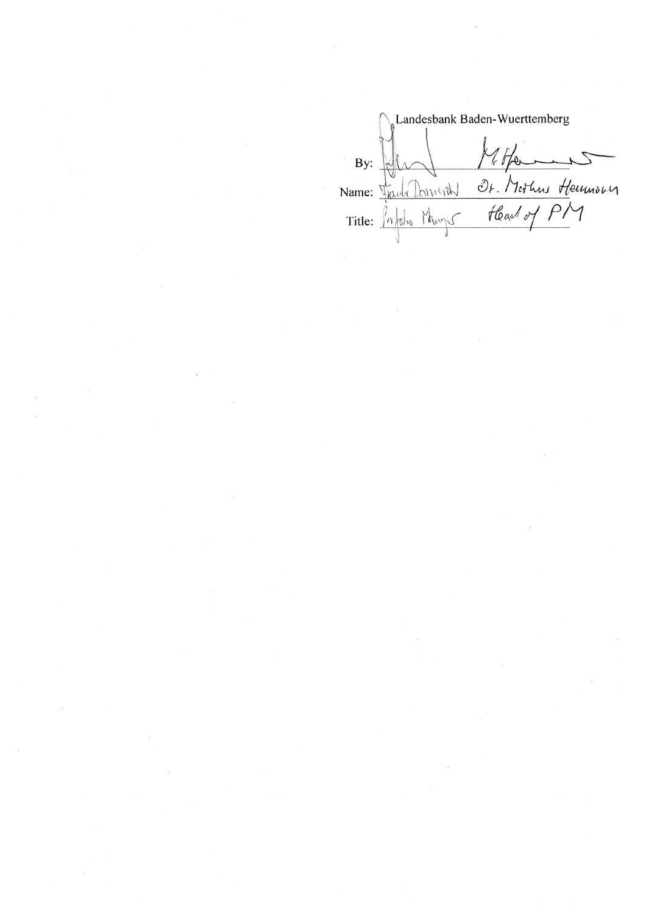Landesbank Baden-Wuerttemberg

By: ______________________ ______________________

Name: Frank Dannecker Dr. Mathias Heumann

Title: Portfolio Manager Head of PM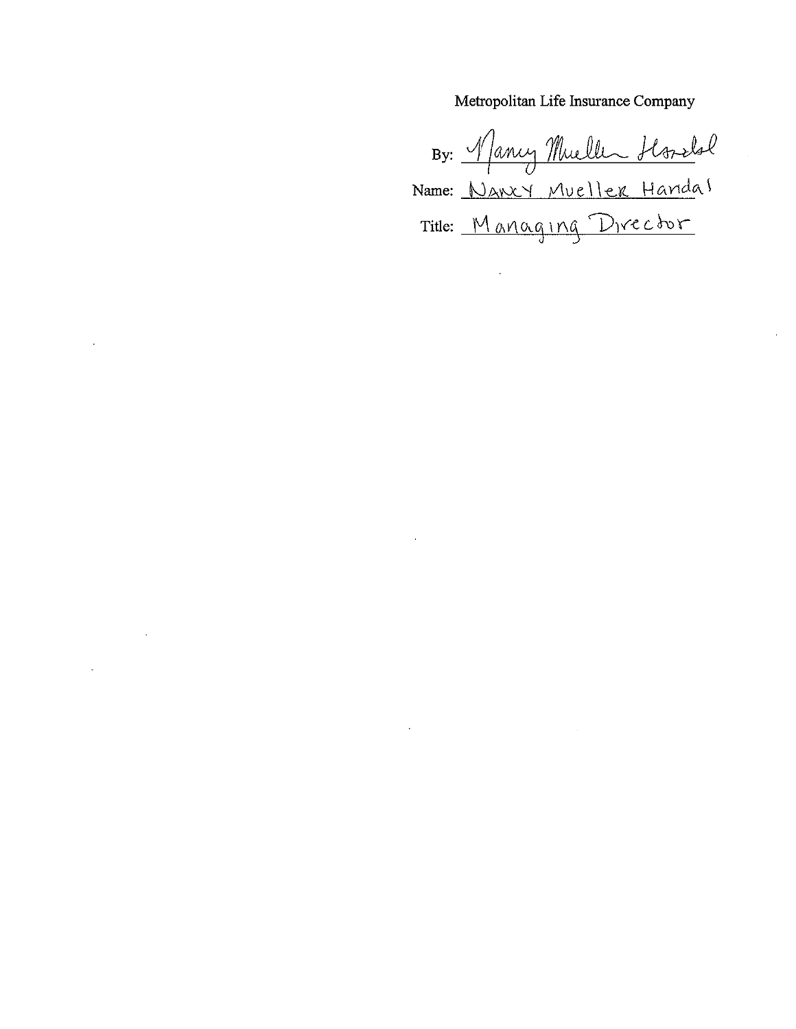Metropolitan Life Insurance Company

By: Nancy Mueller Handal

Name: NANCY MUELLER Handal

Title: Managing Director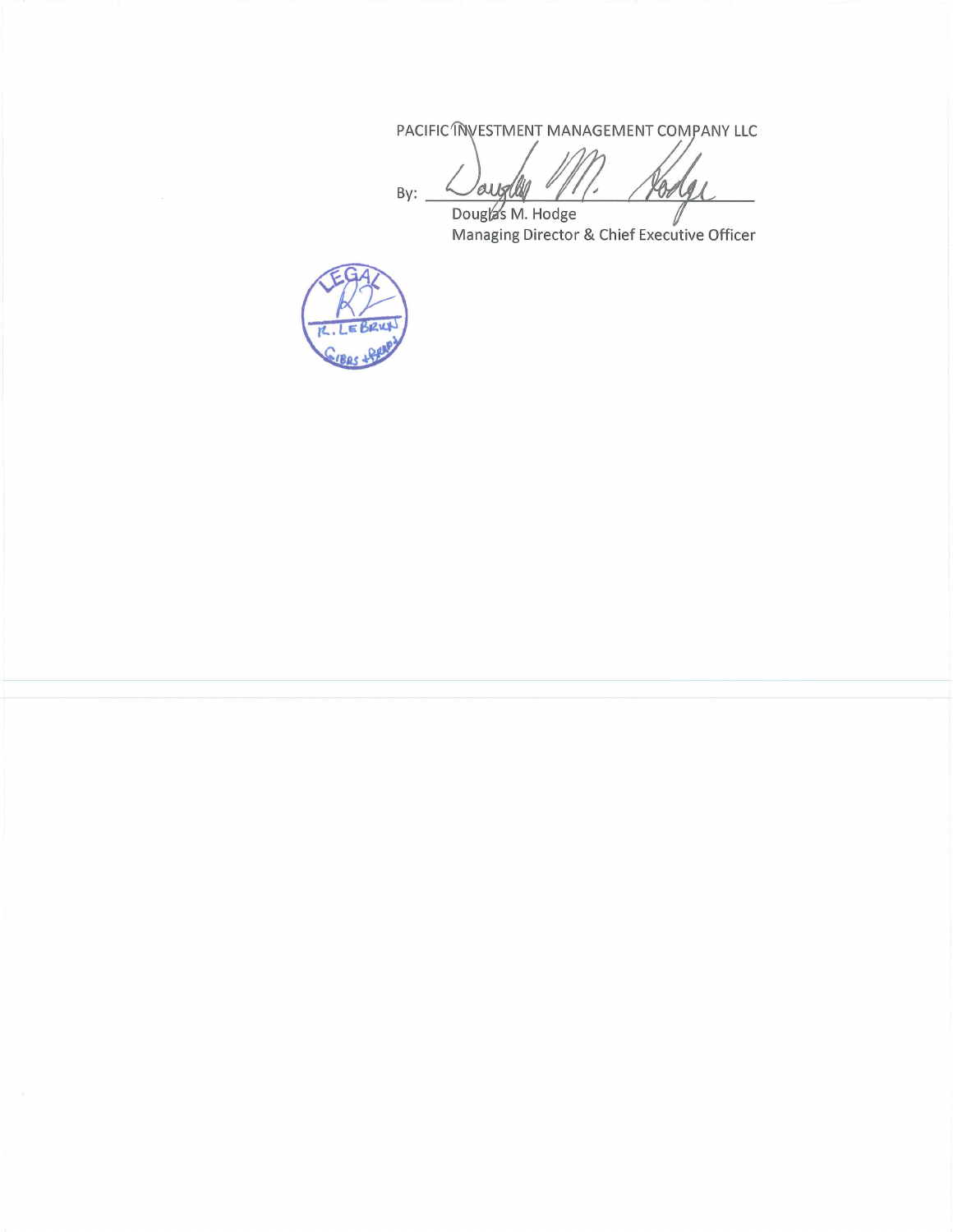PACIFIC INVESTMENT MANAGEMENT COMPANY LLC

By: Douglas M. Hodge

Douglas M. Hodge
Managing Director & Chief Executive Officer

LEGAL
R. LEBRUN
GIBBS + BRUNS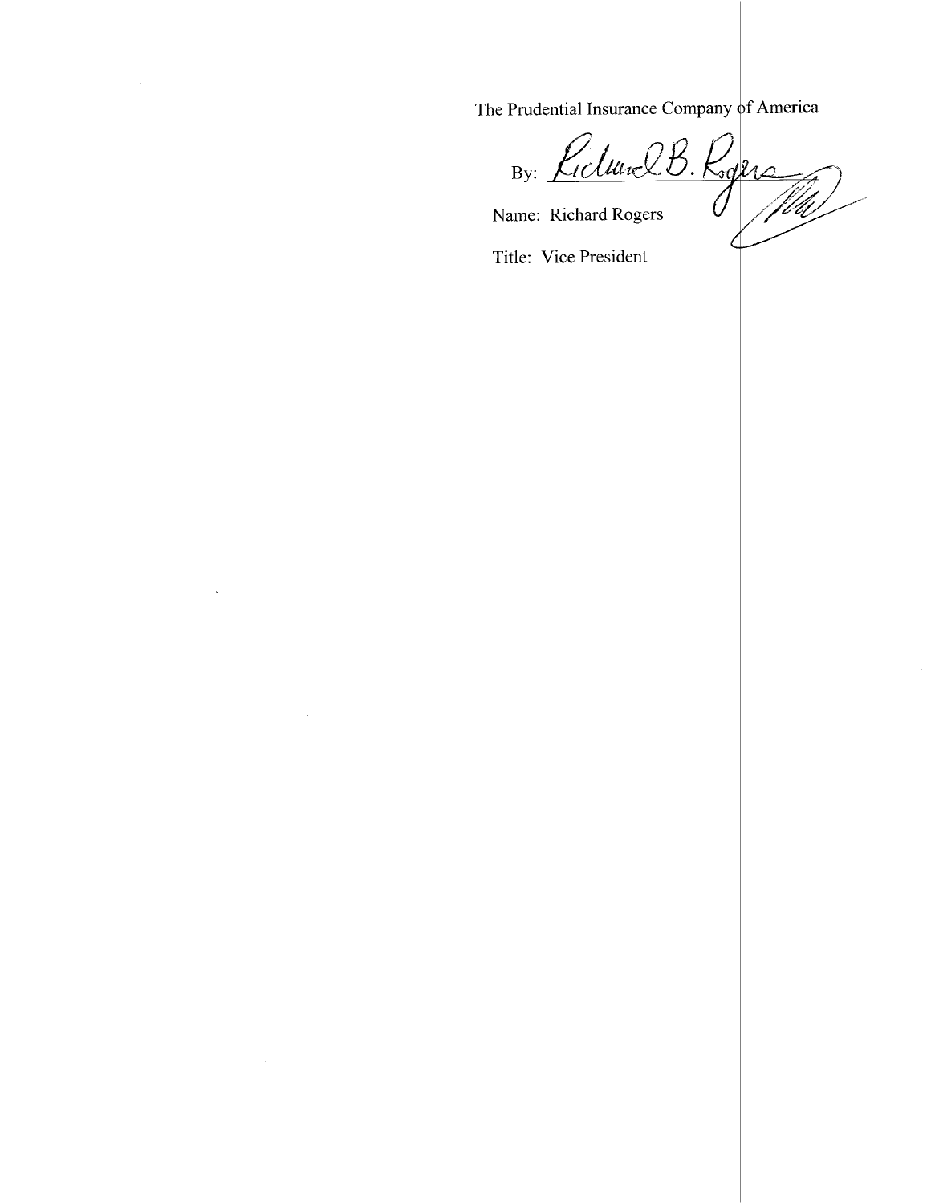The Prudential Insurance Company of America

By: Richard B. Rogers

Name: Richard Rogers

Title: Vice President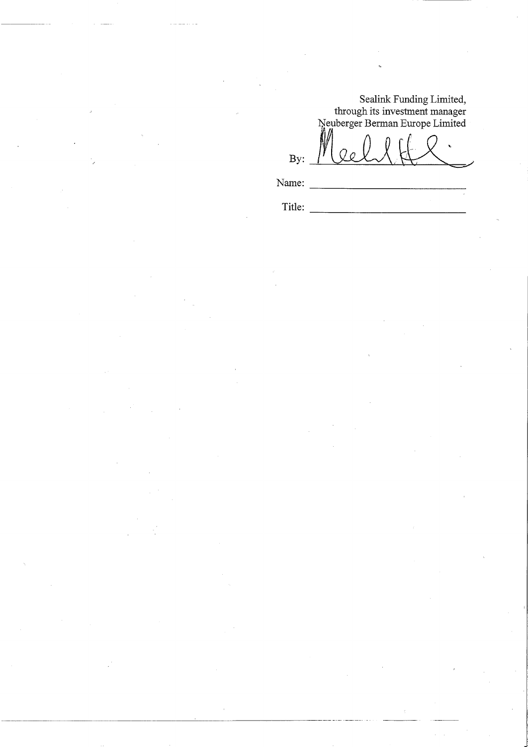Sealink Funding Limited,
through its investment manager
Neuberger Berman Europe Limited

By: ______________________

Name: ______________________

Title: ______________________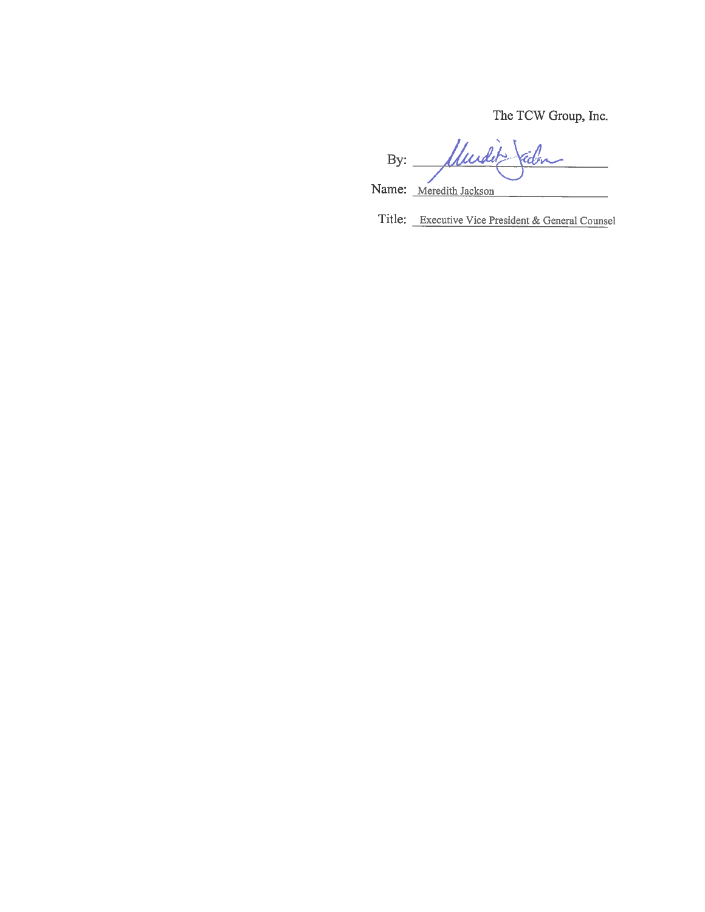The TCW Group, Inc.

By: ____________________

Name: Meredith Jackson

Title: Executive Vice President & General Counsel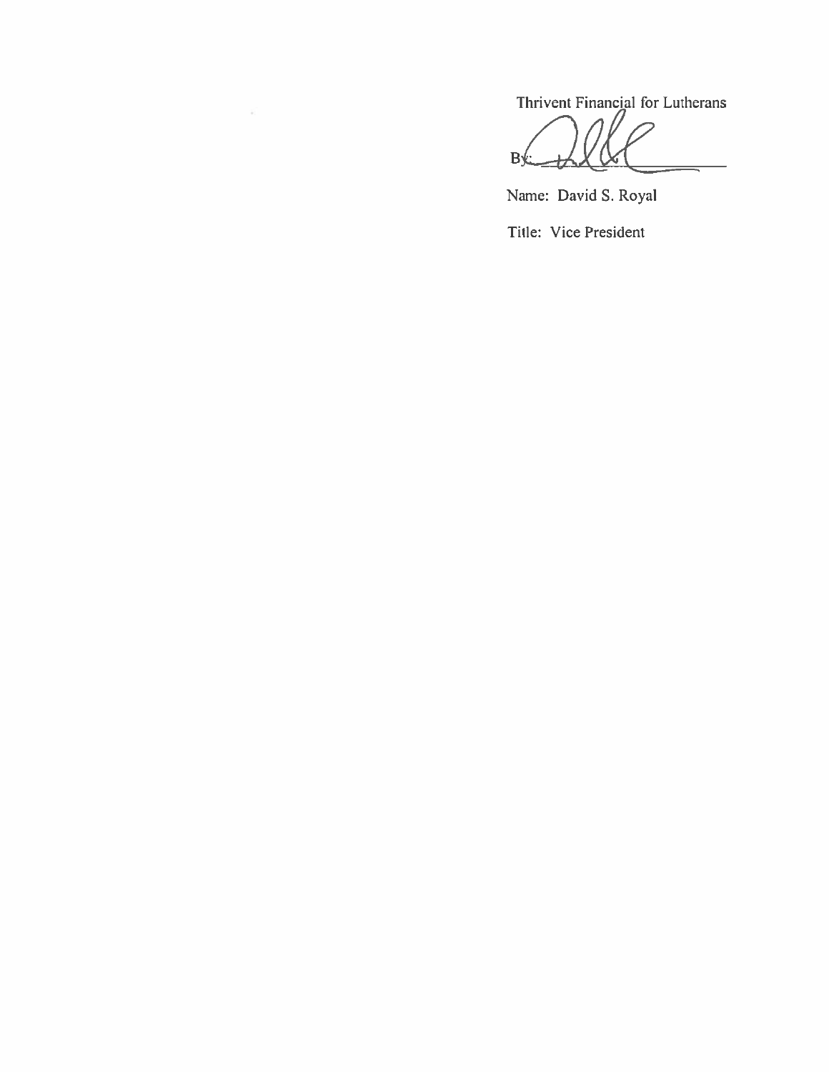Thrivent Financial for Lutherans

By: ______________________

Name: David S. Royal

Title: Vice President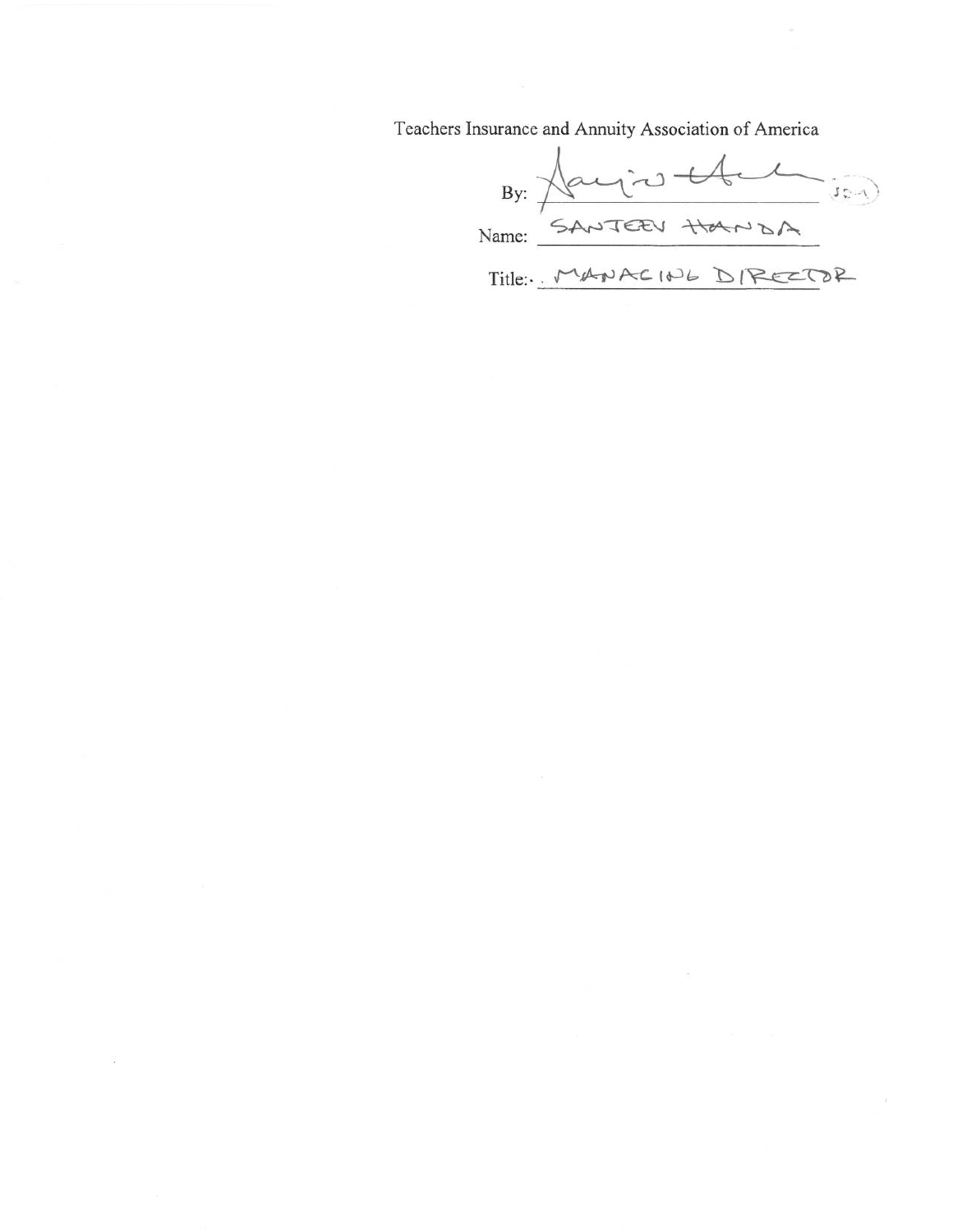Teachers Insurance and Annuity Association of America

By: _______________________

Name: SANJEEV HANDA

Title: MANAGING DIRECTOR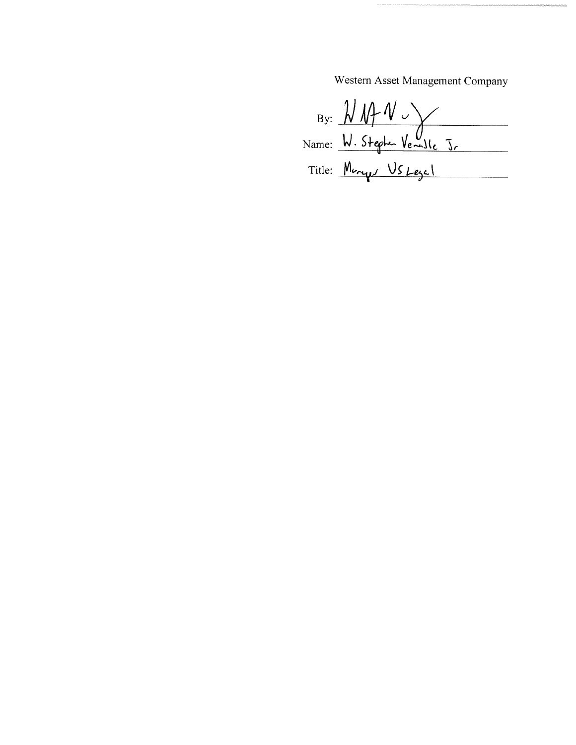Western Asset Management Company

By: [signature]

Name: W. Stephen Venable Jr

Title: Manager US Legal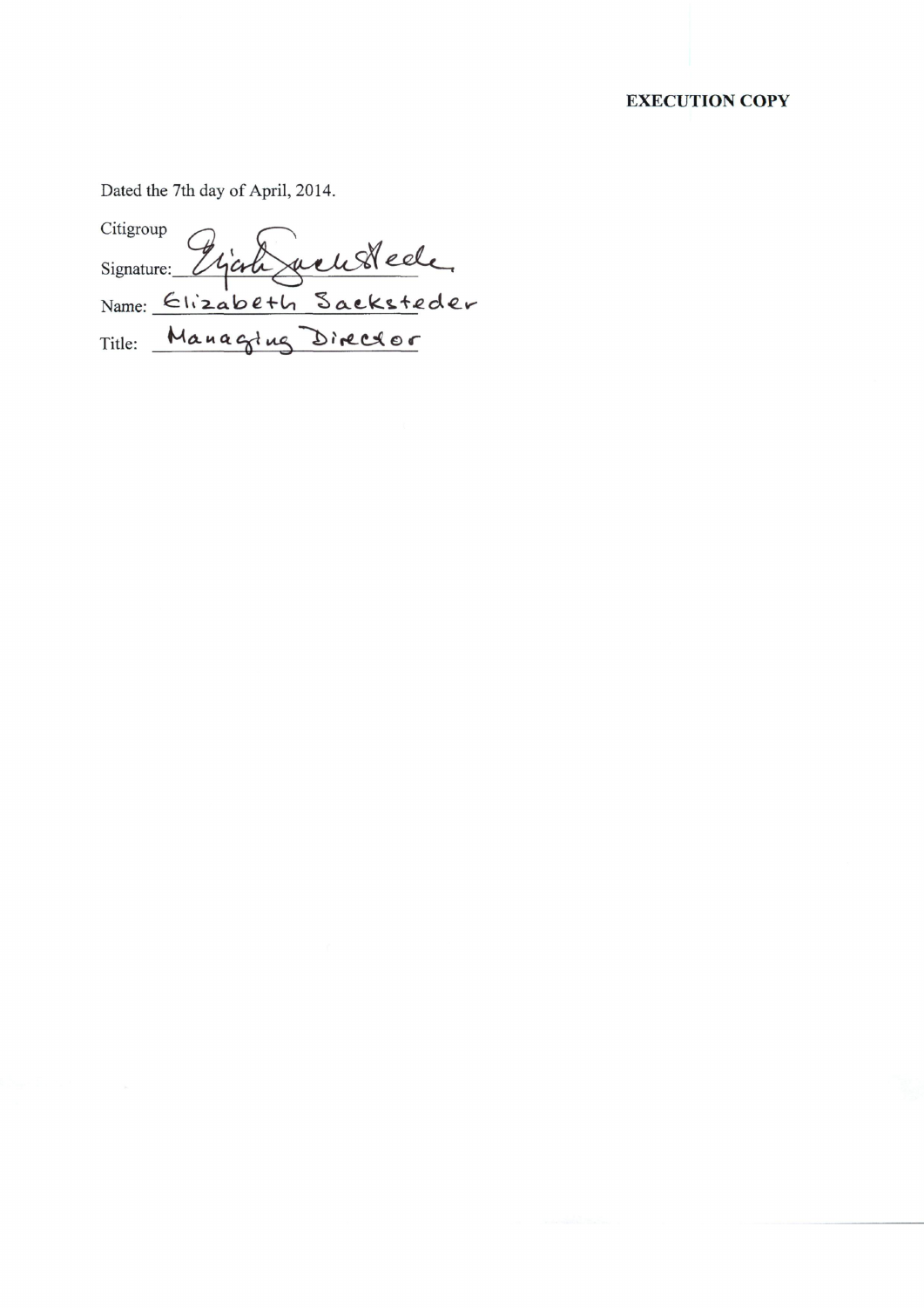**EXECUTION COPY**

Dated the 7th day of April, 2014.

Citigroup

Signature: Elizabeth Sacksteder

Name: Elizabeth Sacksteder

Title: Managing Director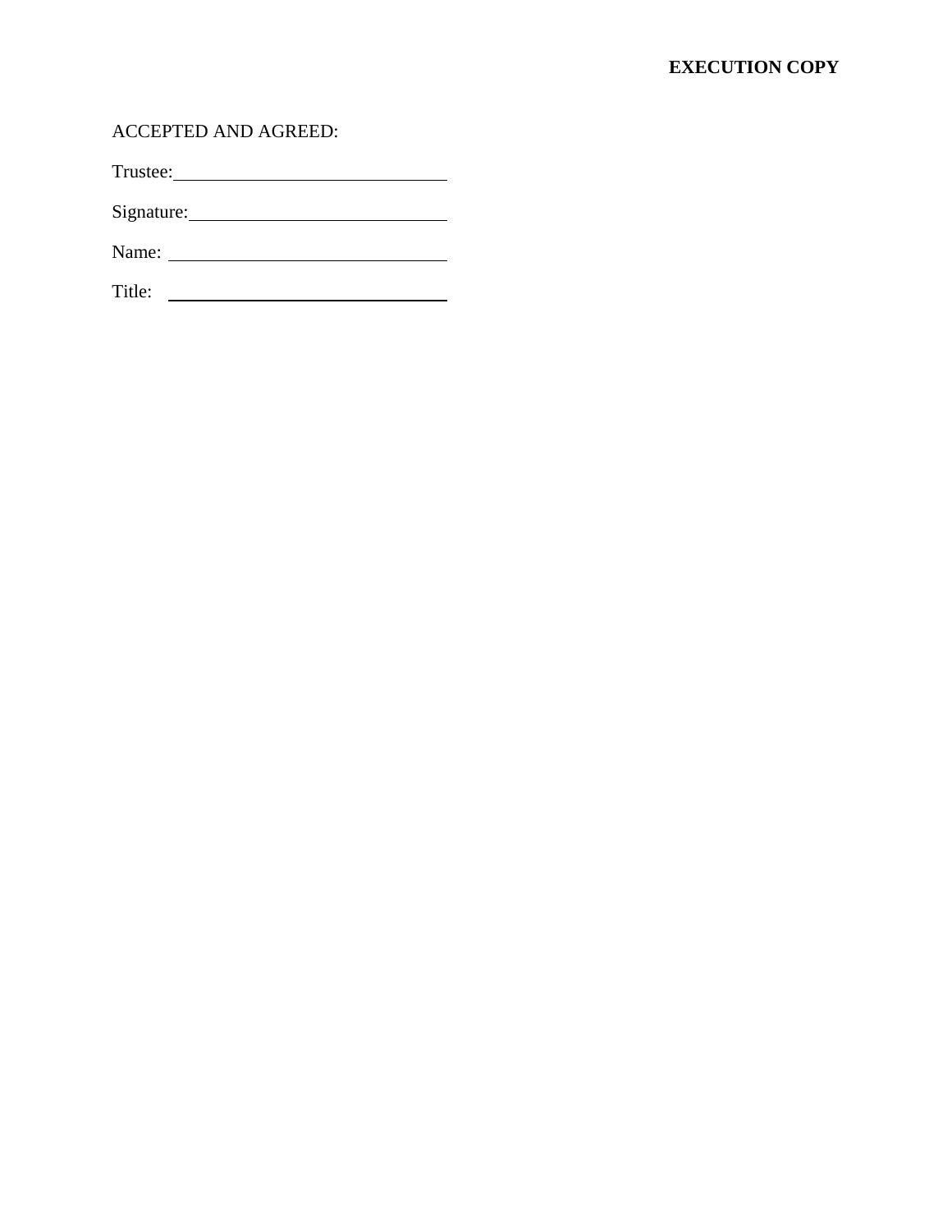**EXECUTION COPY**

ACCEPTED AND AGREED:

Trustee: ______________________________

Signature: ______________________________

Name: ______________________________

Title: ______________________________